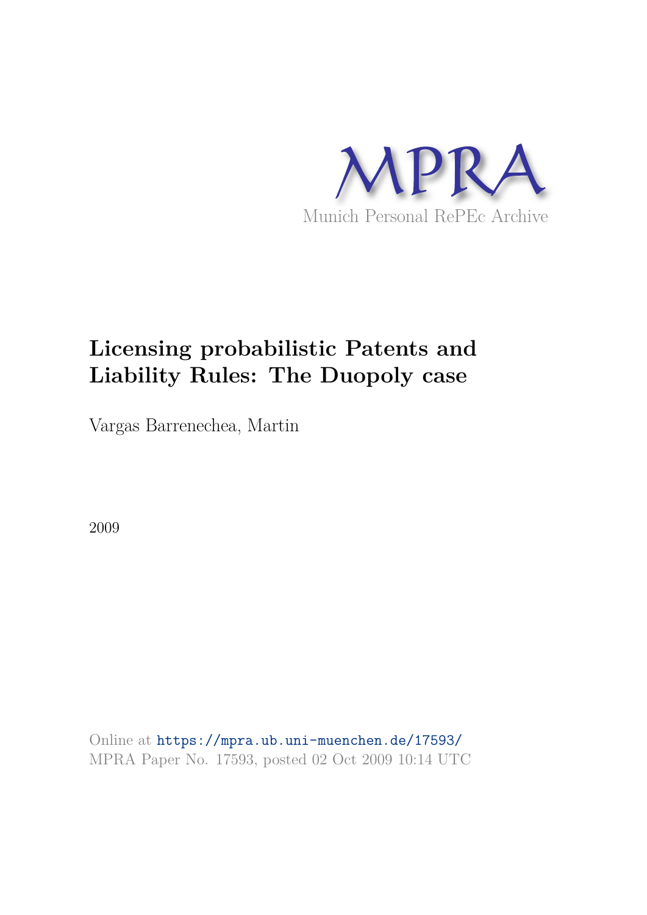MPRA

Munich Personal RePEc Archive

# Licensing probabilistic Patents and Liability Rules: The Duopoly case

Vargas Barrenechea, Martin

2009

Online at https://mpra.ub.uni-muenchen.de/17593/
MPRA Paper No. 17593, posted 02 Oct 2009 10:14 UTC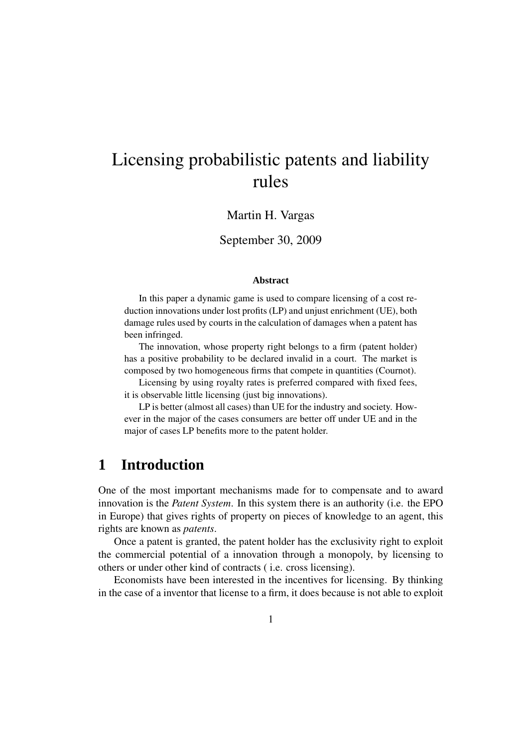# Licensing probabilistic patents and liability rules

Martin H. Vargas

September 30, 2009

**Abstract**

In this paper a dynamic game is used to compare licensing of a cost reduction innovations under lost profits (LP) and unjust enrichment (UE), both damage rules used by courts in the calculation of damages when a patent has been infringed.

The innovation, whose property right belongs to a firm (patent holder) has a positive probability to be declared invalid in a court. The market is composed by two homogeneous firms that compete in quantities (Cournot).

Licensing by using royalty rates is preferred compared with fixed fees, it is observable little licensing (just big innovations).

LP is better (almost all cases) than UE for the industry and society. However in the major of the cases consumers are better off under UE and in the major of cases LP benefits more to the patent holder.

## 1 Introduction

One of the most important mechanisms made for to compensate and to award innovation is the *Patent System*. In this system there is an authority (i.e. the EPO in Europe) that gives rights of property on pieces of knowledge to an agent, this rights are known as *patents*.

Once a patent is granted, the patent holder has the exclusivity right to exploit the commercial potential of a innovation through a monopoly, by licensing to others or under other kind of contracts ( i.e. cross licensing).

Economists have been interested in the incentives for licensing. By thinking in the case of a inventor that license to a firm, it does because is not able to exploit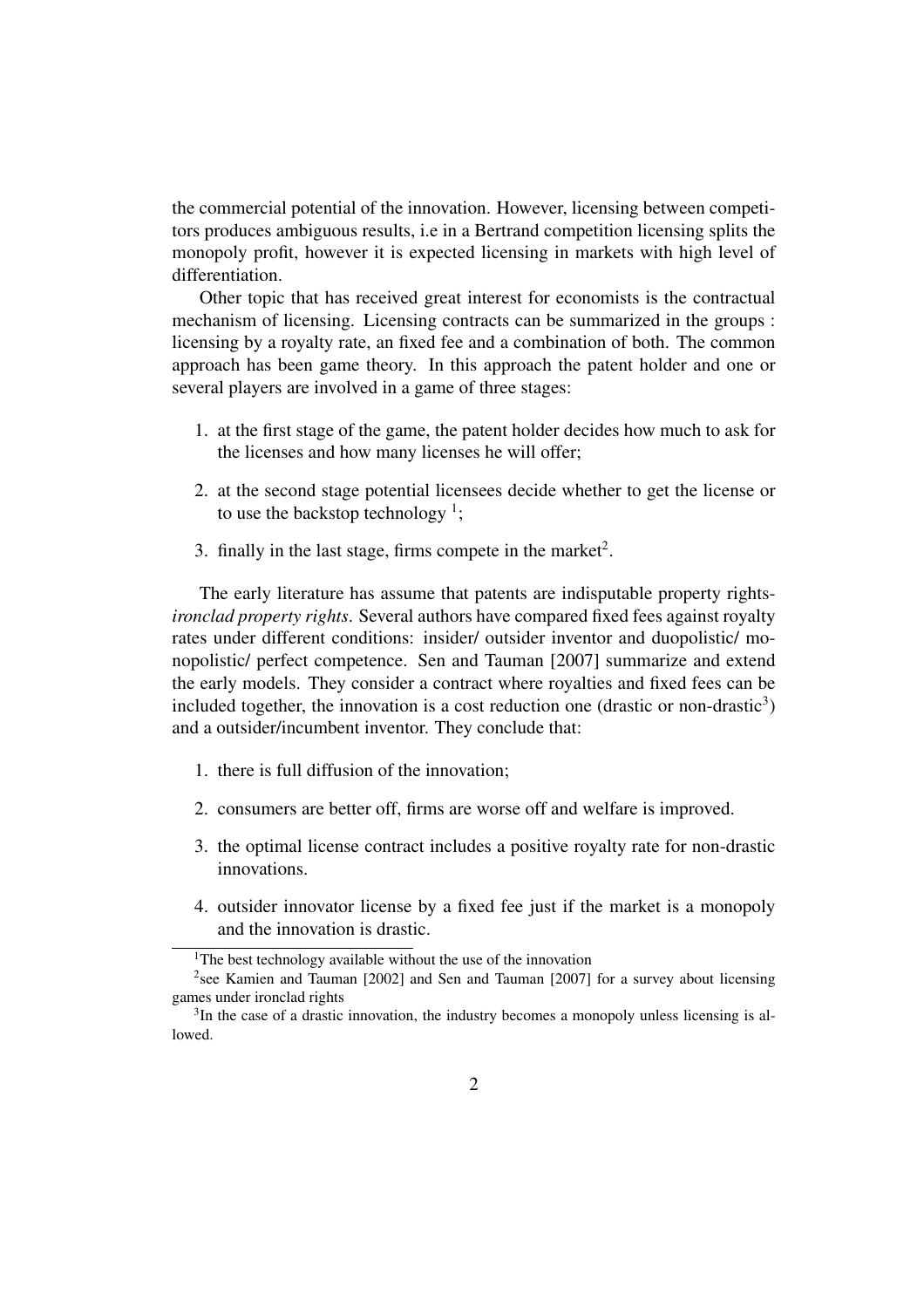the commercial potential of the innovation. However, licensing between competitors produces ambiguous results, i.e in a Bertrand competition licensing splits the monopoly profit, however it is expected licensing in markets with high level of differentiation.

Other topic that has received great interest for economists is the contractual mechanism of licensing. Licensing contracts can be summarized in the groups : licensing by a royalty rate, an fixed fee and a combination of both. The common approach has been game theory. In this approach the patent holder and one or several players are involved in a game of three stages:

1. at the first stage of the game, the patent holder decides how much to ask for the licenses and how many licenses he will offer;
2. at the second stage potential licensees decide whether to get the license or to use the backstop technology [1];
3. finally in the last stage, firms compete in the market[2].

The early literature has assume that patents are indisputable property rights-*ironclad property rights*. Several authors have compared fixed fees against royalty rates under different conditions: insider/ outsider inventor and duopolistic/ monopolistic/ perfect competence. Sen and Tauman [2007] summarize and extend the early models. They consider a contract where royalties and fixed fees can be included together, the innovation is a cost reduction one (drastic or non-drastic[3]) and a outsider/incumbent inventor. They conclude that:

1. there is full diffusion of the innovation;
2. consumers are better off, firms are worse off and welfare is improved.
3. the optimal license contract includes a positive royalty rate for non-drastic innovations.
4. outsider innovator license by a fixed fee just if the market is a monopoly and the innovation is drastic.

[1] The best technology available without the use of the innovation

[2] see Kamien and Tauman [2002] and Sen and Tauman [2007] for a survey about licensing games under ironclad rights

[3] In the case of a drastic innovation, the industry becomes a monopoly unless licensing is allowed.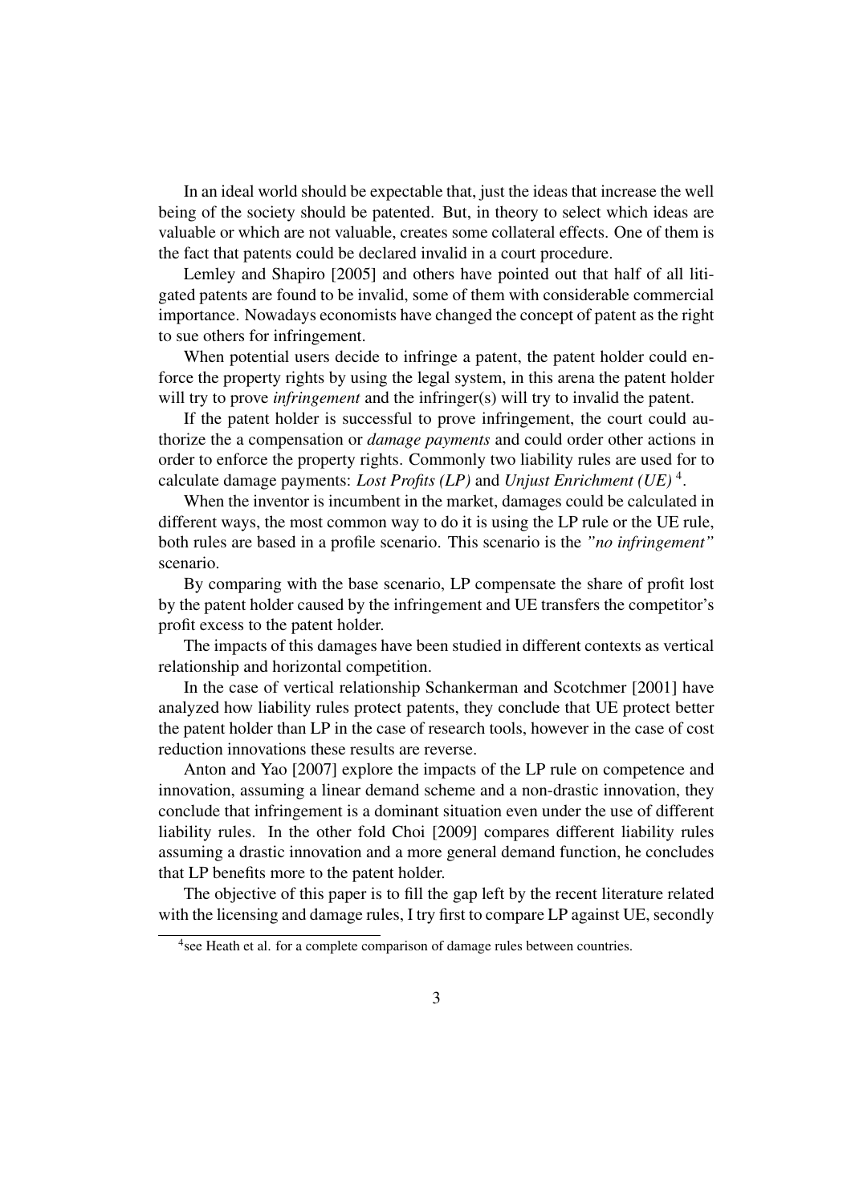In an ideal world should be expectable that, just the ideas that increase the well being of the society should be patented. But, in theory to select which ideas are valuable or which are not valuable, creates some collateral effects. One of them is the fact that patents could be declared invalid in a court procedure.

Lemley and Shapiro [2005] and others have pointed out that half of all litigated patents are found to be invalid, some of them with considerable commercial importance. Nowadays economists have changed the concept of patent as the right to sue others for infringement.

When potential users decide to infringe a patent, the patent holder could enforce the property rights by using the legal system, in this arena the patent holder will try to prove *infringement* and the infringer(s) will try to invalid the patent.

If the patent holder is successful to prove infringement, the court could authorize the a compensation or *damage payments* and could order other actions in order to enforce the property rights. Commonly two liability rules are used for to calculate damage payments: *Lost Profits (LP)* and *Unjust Enrichment (UE)* [4].

When the inventor is incumbent in the market, damages could be calculated in different ways, the most common way to do it is using the LP rule or the UE rule, both rules are based in a profile scenario. This scenario is the *"no infringement"* scenario.

By comparing with the base scenario, LP compensate the share of profit lost by the patent holder caused by the infringement and UE transfers the competitor's profit excess to the patent holder.

The impacts of this damages have been studied in different contexts as vertical relationship and horizontal competition.

In the case of vertical relationship Schankerman and Scotchmer [2001] have analyzed how liability rules protect patents, they conclude that UE protect better the patent holder than LP in the case of research tools, however in the case of cost reduction innovations these results are reverse.

Anton and Yao [2007] explore the impacts of the LP rule on competence and innovation, assuming a linear demand scheme and a non-drastic innovation, they conclude that infringement is a dominant situation even under the use of different liability rules. In the other fold Choi [2009] compares different liability rules assuming a drastic innovation and a more general demand function, he concludes that LP benefits more to the patent holder.

The objective of this paper is to fill the gap left by the recent literature related with the licensing and damage rules, I try first to compare LP against UE, secondly

[4] see Heath et al. for a complete comparison of damage rules between countries.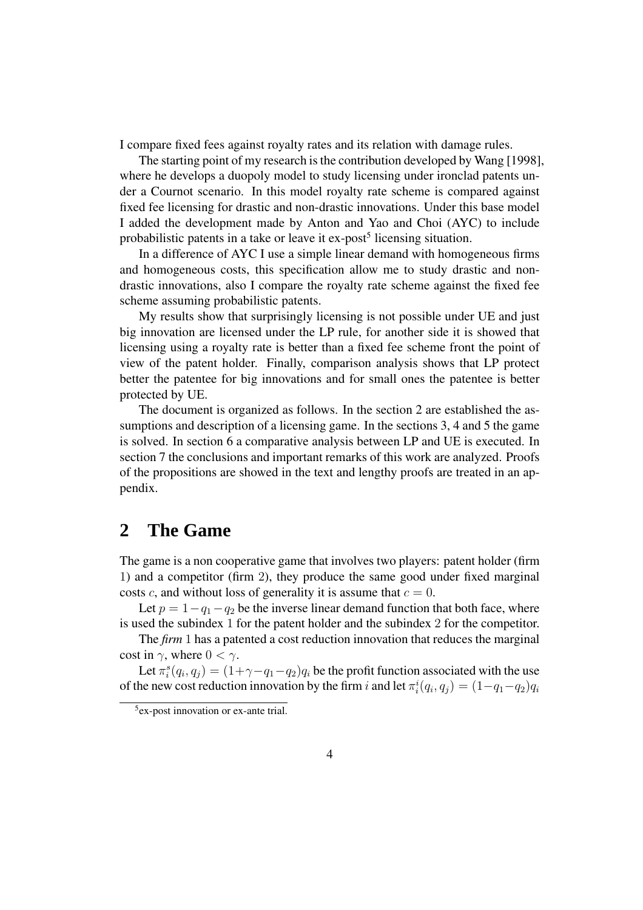I compare fixed fees against royalty rates and its relation with damage rules.

The starting point of my research is the contribution developed by Wang [1998], where he develops a duopoly model to study licensing under ironclad patents under a Cournot scenario. In this model royalty rate scheme is compared against fixed fee licensing for drastic and non-drastic innovations. Under this base model I added the development made by Anton and Yao and Choi (AYC) to include probabilistic patents in a take or leave it ex-post[5] licensing situation.

In a difference of AYC I use a simple linear demand with homogeneous firms and homogeneous costs, this specification allow me to study drastic and non-drastic innovations, also I compare the royalty rate scheme against the fixed fee scheme assuming probabilistic patents.

My results show that surprisingly licensing is not possible under UE and just big innovation are licensed under the LP rule, for another side it is showed that licensing using a royalty rate is better than a fixed fee scheme front the point of view of the patent holder. Finally, comparison analysis shows that LP protect better the patentee for big innovations and for small ones the patentee is better protected by UE.

The document is organized as follows. In the section 2 are established the assumptions and description of a licensing game. In the sections 3, 4 and 5 the game is solved. In section 6 a comparative analysis between LP and UE is executed. In section 7 the conclusions and important remarks of this work are analyzed. Proofs of the propositions are showed in the text and lengthy proofs are treated in an appendix.

## 2 The Game

The game is a non cooperative game that involves two players: patent holder (firm 1) and a competitor (firm 2), they produce the same good under fixed marginal costs $c$, and without loss of generality it is assume that $c = 0$.

Let $p = 1 - q_1 - q_2$ be the inverse linear demand function that both face, where is used the subindex 1 for the patent holder and the subindex 2 for the competitor.

The ***firm*** 1 has a patented a cost reduction innovation that reduces the marginal cost in $\gamma$, where $0 < \gamma$.

Let $\pi_i^s(q_i, q_j) = (1+\gamma-q_1-q_2)q_i$ be the profit function associated with the use of the new cost reduction innovation by the firm $i$ and let $\pi_i^i(q_i, q_j) = (1-q_1-q_2)q_i$

[5] ex-post innovation or ex-ante trial.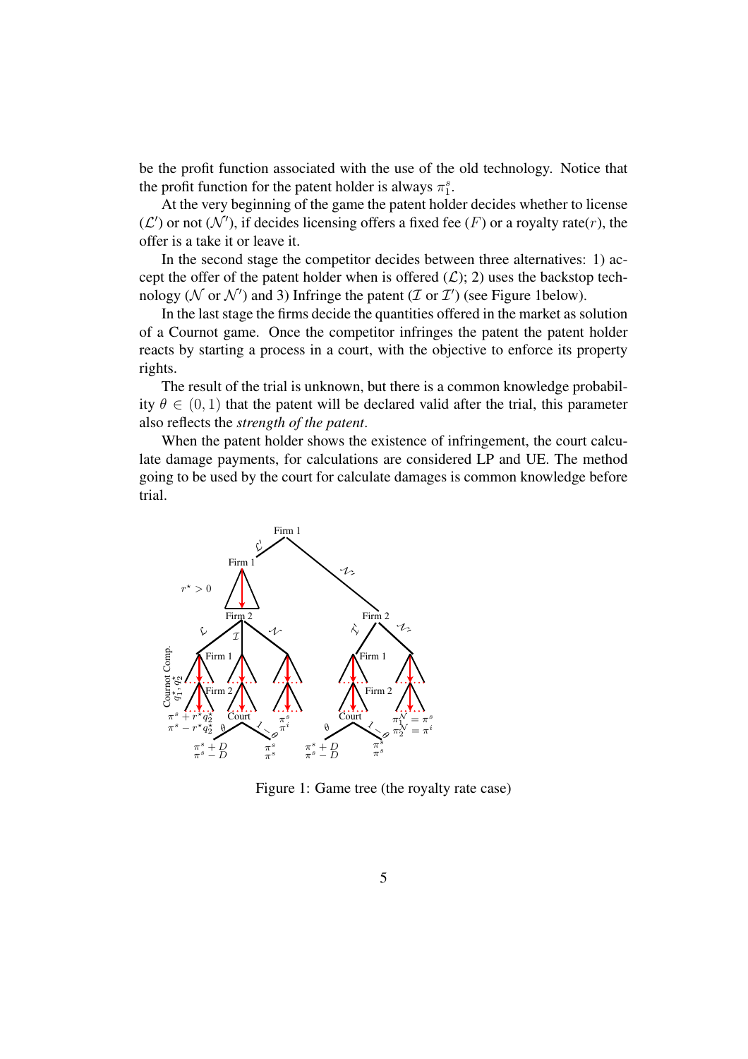be the profit function associated with the use of the old technology. Notice that the profit function for the patent holder is always $\pi_1^s$.

At the very beginning of the game the patent holder decides whether to license ($\mathcal{L}'$) or not ($\mathcal{N}'$), if decides licensing offers a fixed fee ($F$) or a royalty rate($r$), the offer is a take it or leave it.

In the second stage the competitor decides between three alternatives: 1) accept the offer of the patent holder when is offered ($\mathcal{L}$); 2) uses the backstop technology ($\mathcal{N}$ or $\mathcal{N}'$) and 3) Infringe the patent ($\mathcal{I}$ or $\mathcal{I}'$) (see Figure 1below).

In the last stage the firms decide the quantities offered in the market as solution of a Cournot game. Once the competitor infringes the patent the patent holder reacts by starting a process in a court, with the objective to enforce its property rights.

The result of the trial is unknown, but there is a common knowledge probability $\theta \in (0, 1)$ that the patent will be declared valid after the trial, this parameter also reflects the *strength of the patent*.

When the patent holder shows the existence of infringement, the court calculate damage payments, for calculations are considered LP and UE. The method going to be used by the court for calculate damages is common knowledge before trial.

Figure 1: Game tree (the royalty rate case)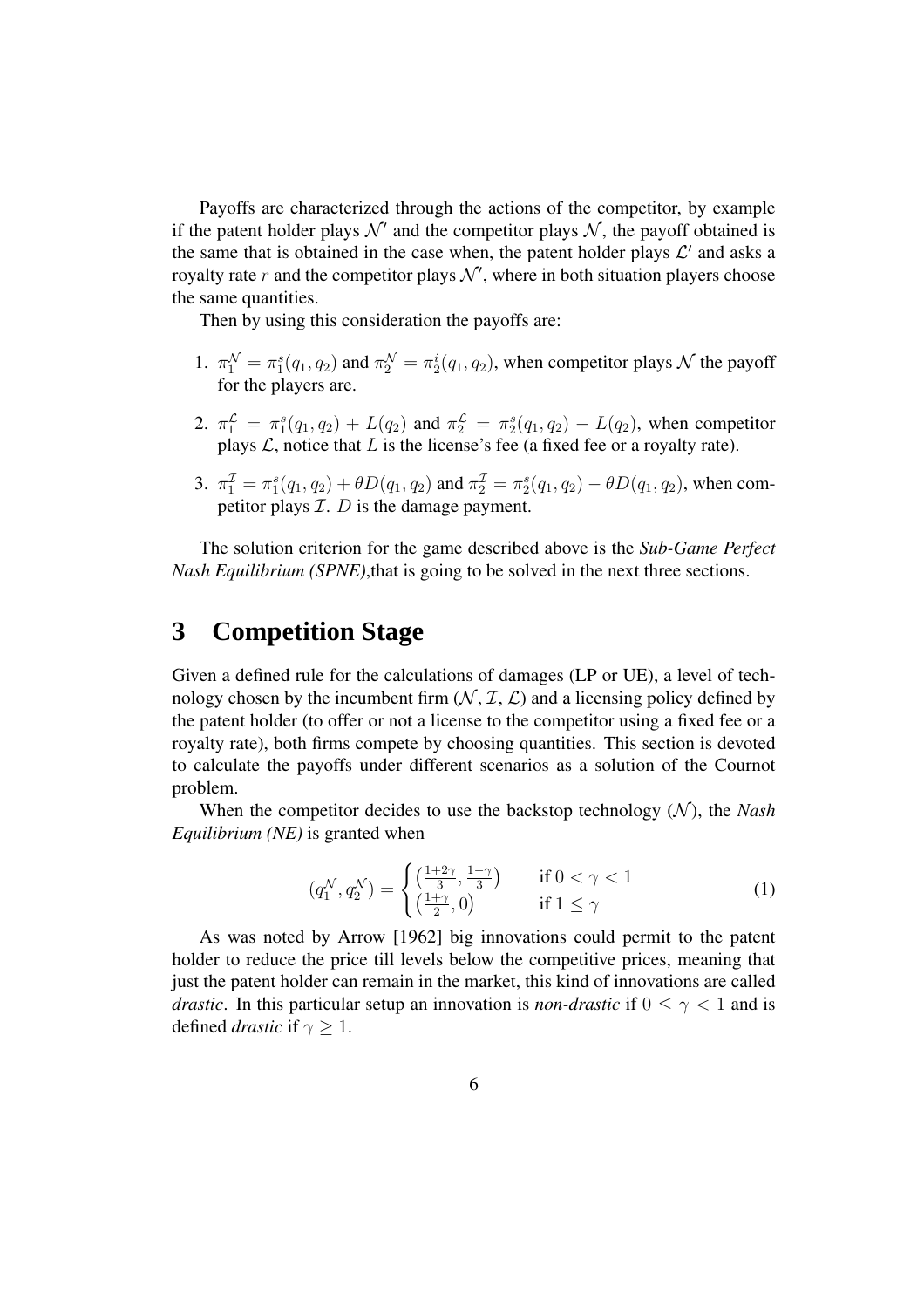Payoffs are characterized through the actions of the competitor, by example if the patent holder plays $\mathcal{N}'$ and the competitor plays $\mathcal{N}$, the payoff obtained is the same that is obtained in the case when, the patent holder plays $\mathcal{L}'$ and asks a royalty rate $r$ and the competitor plays $\mathcal{N}'$, where in both situation players choose the same quantities.

Then by using this consideration the payoffs are:

1. $\pi_1^{\mathcal{N}} = \pi_1^s(q_1, q_2)$ and $\pi_2^{\mathcal{N}} = \pi_2^i(q_1, q_2)$, when competitor plays $\mathcal{N}$ the payoff for the players are.

2. $\pi_1^{\mathcal{L}} = \pi_1^s(q_1, q_2) + L(q_2)$ and $\pi_2^{\mathcal{L}} = \pi_2^s(q_1, q_2) - L(q_2)$, when competitor plays $\mathcal{L}$, notice that $L$ is the license's fee (a fixed fee or a royalty rate).

3. $\pi_1^{\mathcal{I}} = \pi_1^s(q_1, q_2) + \theta D(q_1, q_2)$ and $\pi_2^{\mathcal{I}} = \pi_2^s(q_1, q_2) - \theta D(q_1, q_2)$, when competitor plays $\mathcal{I}$. $D$ is the damage payment.

The solution criterion for the game described above is the *Sub-Game Perfect Nash Equilibrium (SPNE)*,that is going to be solved in the next three sections.

# 3 Competition Stage

Given a defined rule for the calculations of damages (LP or UE), a level of technology chosen by the incumbent firm ($\mathcal{N}$, $\mathcal{I}$, $\mathcal{L}$) and a licensing policy defined by the patent holder (to offer or not a license to the competitor using a fixed fee or a royalty rate), both firms compete by choosing quantities. This section is devoted to calculate the payoffs under different scenarios as a solution of the Cournot problem.

When the competitor decides to use the backstop technology ($\mathcal{N}$), the *Nash Equilibrium (NE)* is granted when

$$(q_1^{\mathcal{N}}, q_2^{\mathcal{N}}) = \begin{cases} \left(\frac{1+2\gamma}{3}, \frac{1-\gamma}{3}\right) & \text{if } 0 < \gamma < 1 \\ \left(\frac{1+\gamma}{2}, 0\right) & \text{if } 1 \leq \gamma \end{cases} \tag{1}$$

As was noted by Arrow [1962] big innovations could permit to the patent holder to reduce the price till levels below the competitive prices, meaning that just the patent holder can remain in the market, this kind of innovations are called *drastic*. In this particular setup an innovation is *non-drastic* if $0 \leq \gamma < 1$ and is defined *drastic* if $\gamma \geq 1$.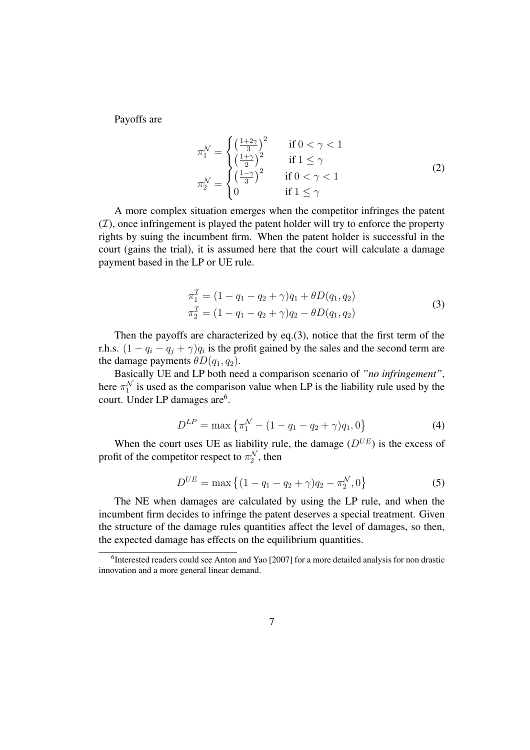Payoffs are

$$
\begin{aligned}
\pi_1^{\mathcal{N}} &= \begin{cases} \left(\frac{1+2\gamma}{3}\right)^2 & \text{if } 0 < \gamma < 1 \\ \left(\frac{1+\gamma}{2}\right)^2 & \text{if } 1 \leq \gamma \end{cases} \\
\pi_2^{\mathcal{N}} &= \begin{cases} \left(\frac{1-\gamma}{3}\right)^2 & \text{if } 0 < \gamma < 1 \\ 0 & \text{if } 1 \leq \gamma \end{cases}
\end{aligned} \tag{2}
$$

A more complex situation emerges when the competitor infringes the patent ($\mathcal{I}$), once infringement is played the patent holder will try to enforce the property rights by suing the incumbent firm. When the patent holder is successful in the court (gains the trial), it is assumed here that the court will calculate a damage payment based in the LP or UE rule.

$$
\begin{aligned}
\pi_1^{\mathcal{I}} &= (1 - q_1 - q_2 + \gamma)q_1 + \theta D(q_1, q_2) \\
\pi_2^{\mathcal{I}} &= (1 - q_1 - q_2 + \gamma)q_2 - \theta D(q_1, q_2)
\end{aligned} \tag{3}
$$

Then the payoffs are characterized by eq.(3), notice that the first term of the r.h.s. $(1 - q_i - q_j + \gamma)q_i$ is the profit gained by the sales and the second term are the damage payments $\theta D(q_1, q_2)$.

Basically UE and LP both need a comparison scenario of *"no infringement"*, here $\pi_1^{\mathcal{N}}$ is used as the comparison value when LP is the liability rule used by the court. Under LP damages are[6].

$$
D^{LP} = \max\left\{\pi_1^{\mathcal{N}} - (1 - q_1 - q_2 + \gamma)q_1, 0\right\} \tag{4}
$$

When the court uses UE as liability rule, the damage ($D^{UE}$) is the excess of profit of the competitor respect to $\pi_2^{\mathcal{N}}$, then

$$
D^{UE} = \max\left\{(1 - q_1 - q_2 + \gamma)q_2 - \pi_2^{\mathcal{N}}, 0\right\} \tag{5}
$$

The NE when damages are calculated by using the LP rule, and when the incumbent firm decides to infringe the patent deserves a special treatment. Given the structure of the damage rules quantities affect the level of damages, so then, the expected damage has effects on the equilibrium quantities.

---

[6] Interested readers could see Anton and Yao [2007] for a more detailed analysis for non drastic innovation and a more general linear demand.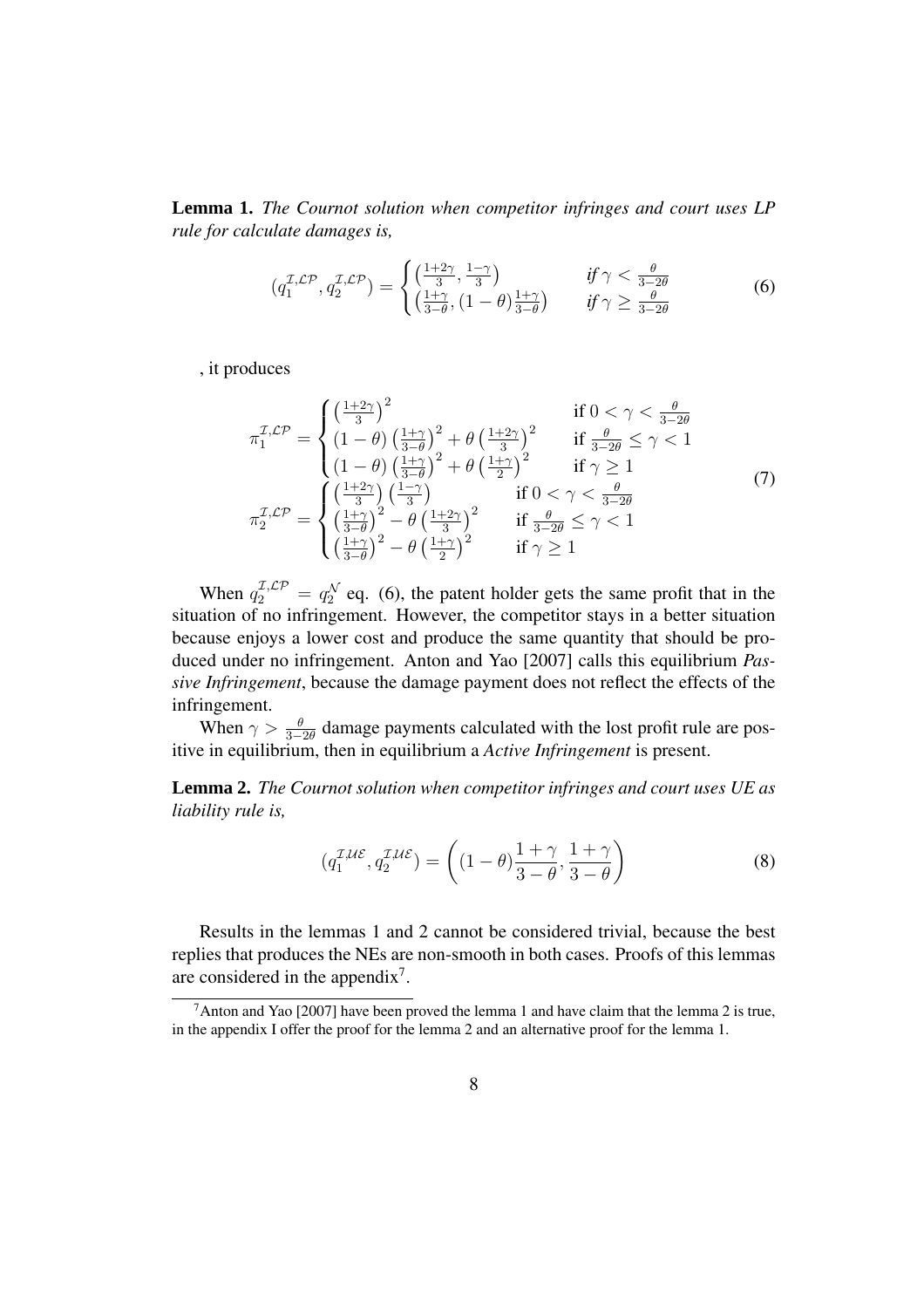**Lemma 1.** *The Cournot solution when competitor infringes and court uses LP rule for calculate damages is,*

$$(q_1^{\mathcal{I},\mathcal{LP}}, q_2^{\mathcal{I},\mathcal{LP}}) = \begin{cases} \left(\frac{1+2\gamma}{3}, \frac{1-\gamma}{3}\right) & \text{if } \gamma < \frac{\theta}{3-2\theta} \\ \left(\frac{1+\gamma}{3-\theta}, (1-\theta)\frac{1+\gamma}{3-\theta}\right) & \text{if } \gamma \geq \frac{\theta}{3-2\theta} \end{cases} \tag{6}$$

, it produces

$$\pi_1^{\mathcal{I},\mathcal{LP}} = \begin{cases} \left(\frac{1+2\gamma}{3}\right)^2 & \text{if } 0 < \gamma < \frac{\theta}{3-2\theta} \\ (1-\theta)\left(\frac{1+\gamma}{3-\theta}\right)^2 + \theta\left(\frac{1+2\gamma}{3}\right)^2 & \text{if } \frac{\theta}{3-2\theta} \leq \gamma < 1 \\ (1-\theta)\left(\frac{1+\gamma}{3-\theta}\right)^2 + \theta\left(\frac{1+\gamma}{2}\right)^2 & \text{if } \gamma \geq 1 \end{cases}$$
$$\pi_2^{\mathcal{I},\mathcal{LP}} = \begin{cases} \left(\frac{1+2\gamma}{3}\right)\left(\frac{1-\gamma}{3}\right) & \text{if } 0 < \gamma < \frac{\theta}{3-2\theta} \\ \left(\frac{1+\gamma}{3-\theta}\right)^2 - \theta\left(\frac{1+2\gamma}{3}\right)^2 & \text{if } \frac{\theta}{3-2\theta} \leq \gamma < 1 \\ \left(\frac{1+\gamma}{3-\theta}\right)^2 - \theta\left(\frac{1+\gamma}{2}\right)^2 & \text{if } \gamma \geq 1 \end{cases} \tag{7}$$

When $q_2^{\mathcal{I},\mathcal{LP}} = q_2^{\mathcal{N}}$ eq. (6), the patent holder gets the same profit that in the situation of no infringement. However, the competitor stays in a better situation because enjoys a lower cost and produce the same quantity that should be produced under no infringement. Anton and Yao [2007] calls this equilibrium *Passive Infringement*, because the damage payment does not reflect the effects of the infringement.

When $\gamma > \frac{\theta}{3-2\theta}$ damage payments calculated with the lost profit rule are positive in equilibrium, then in equilibrium a *Active Infringement* is present.

**Lemma 2.** *The Cournot solution when competitor infringes and court uses UE as liability rule is,*

$$(q_1^{\mathcal{I},\mathcal{UE}}, q_2^{\mathcal{I},\mathcal{UE}}) = \left((1-\theta)\frac{1+\gamma}{3-\theta}, \frac{1+\gamma}{3-\theta}\right) \tag{8}$$

Results in the lemmas 1 and 2 cannot be considered trivial, because the best replies that produces the NEs are non-smooth in both cases. Proofs of this lemmas are considered in the appendix[7].

[7] Anton and Yao [2007] have been proved the lemma 1 and have claim that the lemma 2 is true, in the appendix I offer the proof for the lemma 2 and an alternative proof for the lemma 1.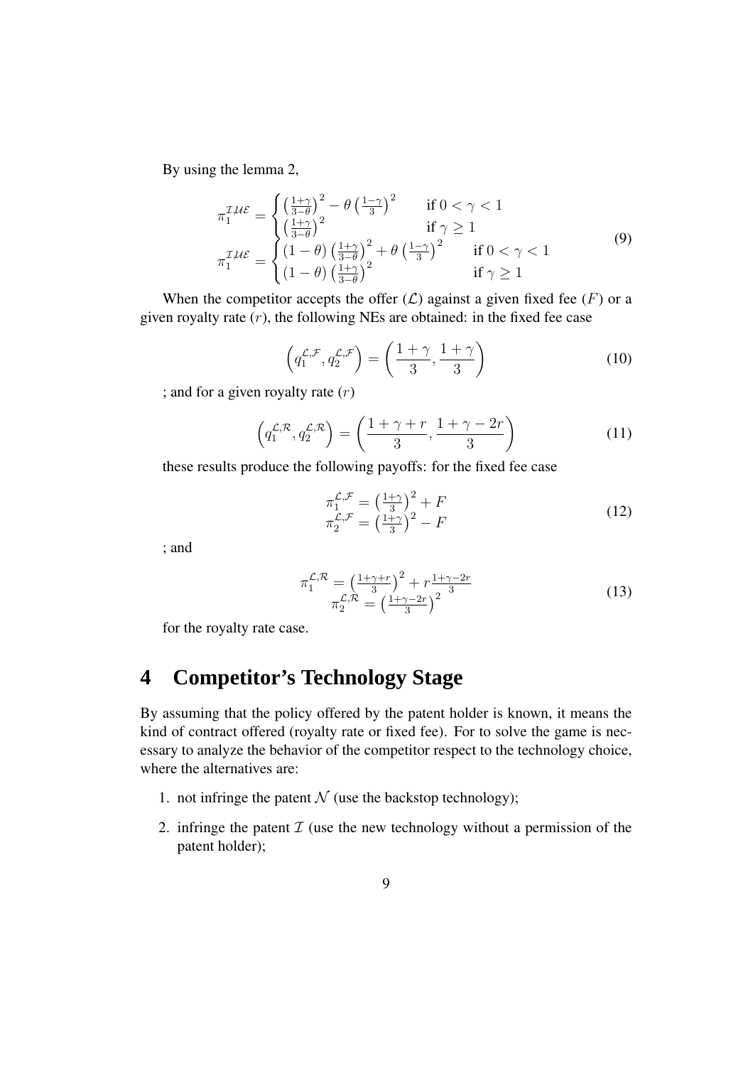By using the lemma 2,

$$
\begin{aligned}
\pi_1^{\mathcal{IUE}} &= \begin{cases} \left(\frac{1+\gamma}{3-\theta}\right)^2 - \theta\left(\frac{1-\gamma}{3}\right)^2 & \text{if } 0 < \gamma < 1 \\ \left(\frac{1+\gamma}{3-\theta}\right)^2 & \text{if } \gamma \geq 1 \end{cases} \\
\pi_1^{\mathcal{IUE}} &= \begin{cases} (1-\theta)\left(\frac{1+\gamma}{3-\theta}\right)^2 + \theta\left(\frac{1-\gamma}{3}\right)^2 & \text{if } 0 < \gamma < 1 \\ (1-\theta)\left(\frac{1+\gamma}{3-\theta}\right)^2 & \text{if } \gamma \geq 1 \end{cases}
\end{aligned} \tag{9}
$$

When the competitor accepts the offer ($\mathcal{L}$) against a given fixed fee ($F$) or a given royalty rate ($r$), the following NEs are obtained: in the fixed fee case

$$
\left(q_1^{\mathcal{L},\mathcal{F}}, q_2^{\mathcal{L},\mathcal{F}}\right) = \left(\frac{1+\gamma}{3}, \frac{1+\gamma}{3}\right) \tag{10}
$$

; and for a given royalty rate ($r$)

$$
\left(q_1^{\mathcal{L},\mathcal{R}}, q_2^{\mathcal{L},\mathcal{R}}\right) = \left(\frac{1+\gamma+r}{3}, \frac{1+\gamma-2r}{3}\right) \tag{11}
$$

these results produce the following payoffs: for the fixed fee case

$$
\begin{aligned}
\pi_1^{\mathcal{L},\mathcal{F}} &= \left(\frac{1+\gamma}{3}\right)^2 + F \\
\pi_2^{\mathcal{L},\mathcal{F}} &= \left(\frac{1+\gamma}{3}\right)^2 - F
\end{aligned} \tag{12}
$$

; and

$$
\begin{aligned}
\pi_1^{\mathcal{L},\mathcal{R}} &= \left(\frac{1+\gamma+r}{3}\right)^2 + r\frac{1+\gamma-2r}{3} \\
\pi_2^{\mathcal{L},\mathcal{R}} &= \left(\frac{1+\gamma-2r}{3}\right)^2
\end{aligned} \tag{13}
$$

for the royalty rate case.

# 4 Competitor's Technology Stage

By assuming that the policy offered by the patent holder is known, it means the kind of contract offered (royalty rate or fixed fee). For to solve the game is necessary to analyze the behavior of the competitor respect to the technology choice, where the alternatives are:

1. not infringe the patent $\mathcal{N}$ (use the backstop technology);
2. infringe the patent $\mathcal{I}$ (use the new technology without a permission of the patent holder);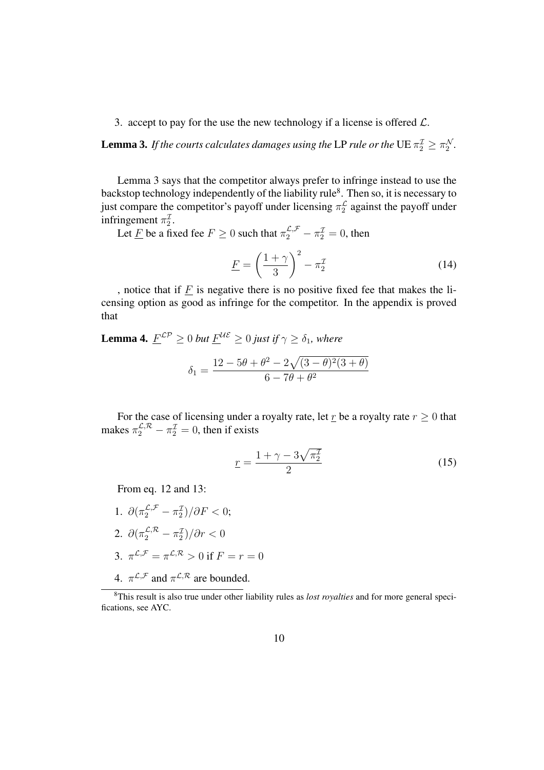3. accept to pay for the use the new technology if a license is offered $\mathcal{L}$.

**Lemma 3.** *If the courts calculates damages using the* LP *rule or the* UE $\pi_2^{\mathcal{I}} \geq \pi_2^{\mathcal{N}}$.

Lemma 3 says that the competitor always prefer to infringe instead to use the backstop technology independently of the liability rule[8]. Then so, it is necessary to just compare the competitor's payoff under licensing $\pi_2^{\mathcal{L}}$ against the payoff under infringement $\pi_2^{\mathcal{I}}$.

Let $\underline{F}$ be a fixed fee $F \geq 0$ such that $\pi_2^{\mathcal{L},\mathcal{F}} - \pi_2^{\mathcal{I}} = 0$, then

$$\underline{F} = \left(\frac{1+\gamma}{3}\right)^2 - \pi_2^{\mathcal{I}} \tag{14}$$

, notice that if $\underline{F}$ is negative there is no positive fixed fee that makes the licensing option as good as infringe for the competitor. In the appendix is proved that

**Lemma 4.** $\underline{F}^{\mathcal{LP}} \geq 0$ *but* $\underline{F}^{\mathcal{UE}} \geq 0$ *just if* $\gamma \geq \delta_1$*, where*

$$\delta_1 = \frac{12 - 5\theta + \theta^2 - 2\sqrt{(3-\theta)^2(3+\theta)}}{6 - 7\theta + \theta^2}$$

For the case of licensing under a royalty rate, let $\underline{r}$ be a royalty rate $r \geq 0$ that makes $\pi_2^{\mathcal{L},\mathcal{R}} - \pi_2^{\mathcal{I}} = 0$, then if exists

$$\underline{r} = \frac{1 + \gamma - 3\sqrt{\pi_2^{\mathcal{I}}}}{2} \tag{15}$$

From eq. 12 and 13:

1. $\partial(\pi_2^{\mathcal{L},\mathcal{F}} - \pi_2^{\mathcal{I}})/\partial F < 0$;
2. $\partial(\pi_2^{\mathcal{L},\mathcal{R}} - \pi_2^{\mathcal{I}})/\partial r < 0$
3. $\pi^{\mathcal{L},\mathcal{F}} = \pi^{\mathcal{L},\mathcal{R}} > 0$ if $F = r = 0$
4. $\pi^{\mathcal{L},\mathcal{F}}$ and $\pi^{\mathcal{L},\mathcal{R}}$ are bounded.

[8] This result is also true under other liability rules as *lost royalties* and for more general specifications, see AYC.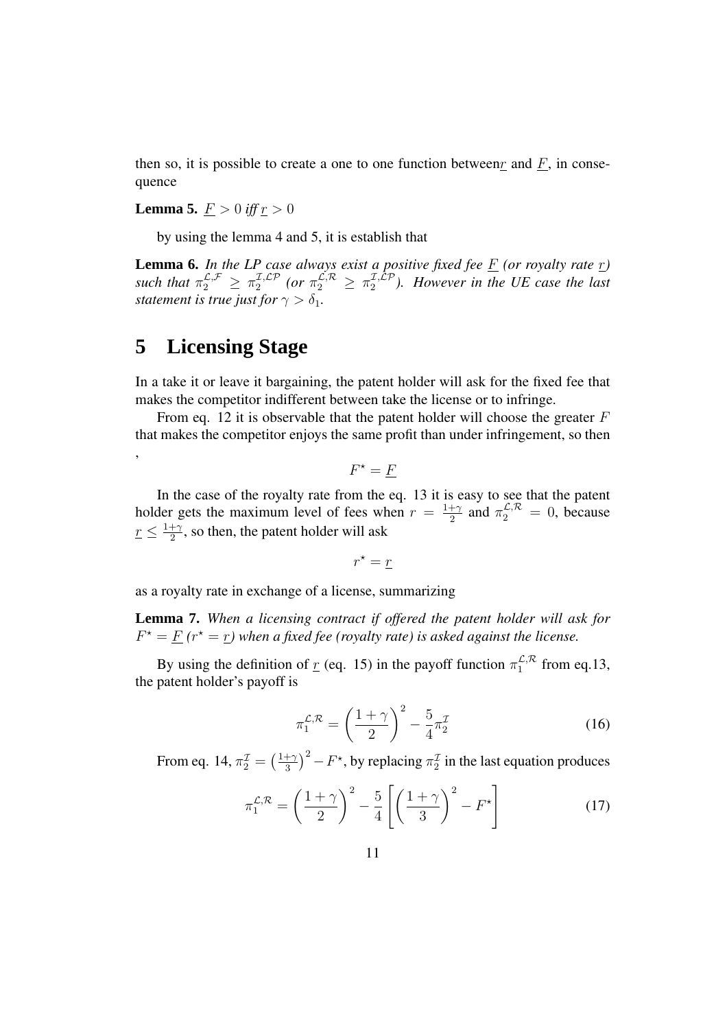then so, it is possible to create a one to one function between$\underline{r}$ and $\underline{F}$, in consequence

**Lemma 5.** *$\underline{F} > 0$ iff $\underline{r} > 0$*

by using the lemma 4 and 5, it is establish that

**Lemma 6.** *In the LP case always exist a positive fixed fee $\underline{F}$ (or royalty rate $\underline{r}$) such that $\pi_2^{\mathcal{L},\mathcal{F}} \geq \pi_2^{\mathcal{I},\mathcal{LP}}$ (or $\pi_2^{\mathcal{L},\mathcal{R}} \geq \pi_2^{\mathcal{I},\mathcal{LP}}$). However in the UE case the last statement is true just for $\gamma > \delta_1$.*

# 5 Licensing Stage

In a take it or leave it bargaining, the patent holder will ask for the fixed fee that makes the competitor indifferent between take the license or to infringe.

From eq. 12 it is observable that the patent holder will choose the greater $F$ that makes the competitor enjoys the same profit than under infringement, so then ,

$$F^\star = \underline{F}$$

In the case of the royalty rate from the eq. 13 it is easy to see that the patent holder gets the maximum level of fees when $r = \frac{1+\gamma}{2}$ and $\pi_2^{\mathcal{L},\mathcal{R}} = 0$, because $\underline{r} \leq \frac{1+\gamma}{2}$, so then, the patent holder will ask

$$r^\star = \underline{r}$$

as a royalty rate in exchange of a license, summarizing

**Lemma 7.** *When a licensing contract if offered the patent holder will ask for $F^\star = \underline{F}$ ($r^\star = \underline{r}$) when a fixed fee (royalty rate) is asked against the license.*

By using the definition of $\underline{r}$ (eq. 15) in the payoff function $\pi_1^{\mathcal{L},\mathcal{R}}$ from eq.13, the patent holder's payoff is

$$\pi_1^{\mathcal{L},\mathcal{R}} = \left(\frac{1+\gamma}{2}\right)^2 - \frac{5}{4}\pi_2^{\mathcal{I}} \tag{16}$$

From eq. 14, $\pi_2^{\mathcal{I}} = \left(\frac{1+\gamma}{3}\right)^2 - F^\star$, by replacing $\pi_2^{\mathcal{I}}$ in the last equation produces

$$\pi_1^{\mathcal{L},\mathcal{R}} = \left(\frac{1+\gamma}{2}\right)^2 - \frac{5}{4}\left[\left(\frac{1+\gamma}{3}\right)^2 - F^\star\right] \tag{17}$$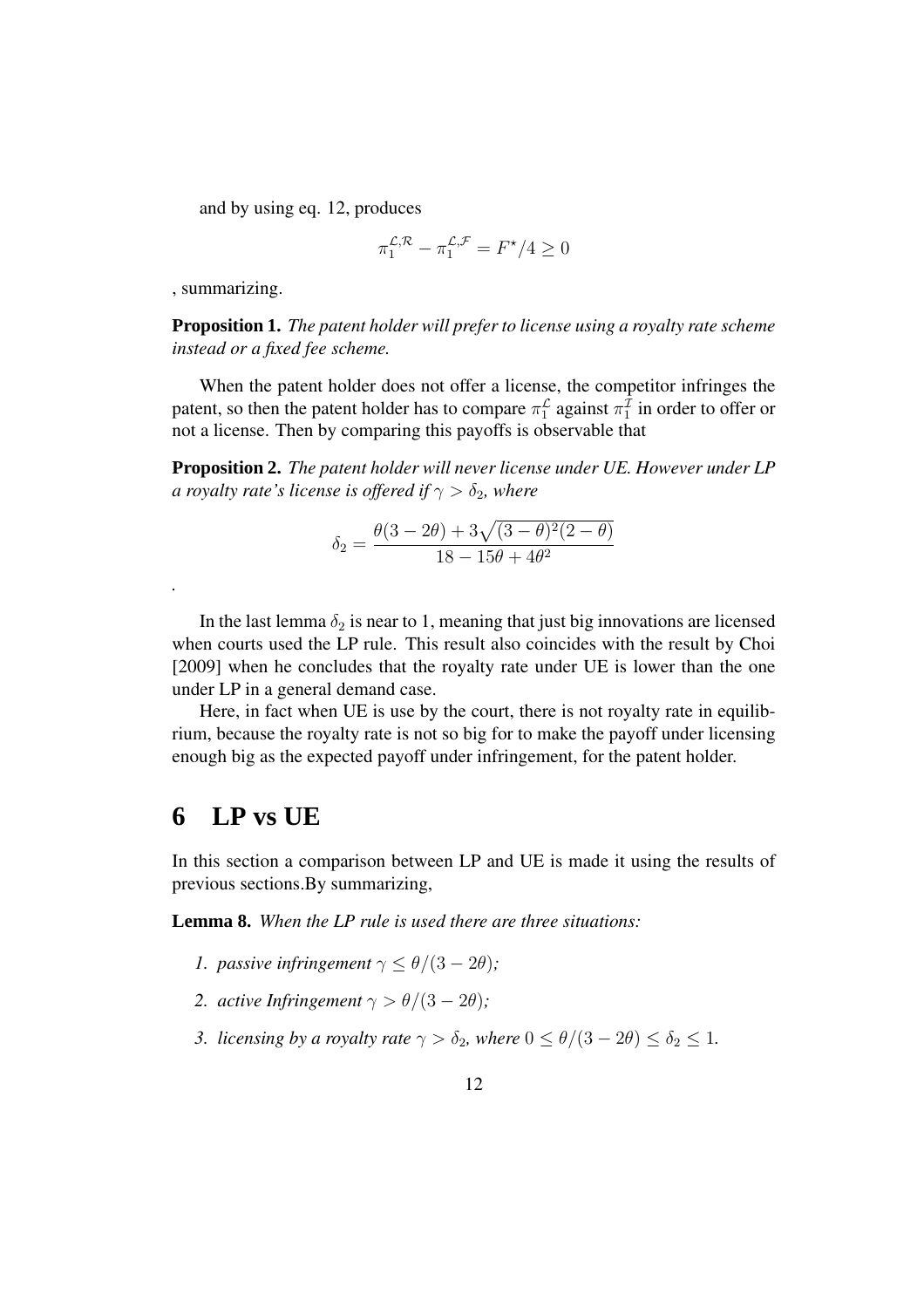and by using eq. 12, produces

$$\pi_1^{\mathcal{L},\mathcal{R}} - \pi_1^{\mathcal{L},\mathcal{F}} = F^\star/4 \geq 0$$

, summarizing.

**Proposition 1.** *The patent holder will prefer to license using a royalty rate scheme instead or a fixed fee scheme.*

When the patent holder does not offer a license, the competitor infringes the patent, so then the patent holder has to compare $\pi_1^{\mathcal{L}}$ against $\pi_1^{\mathcal{I}}$ in order to offer or not a license. Then by comparing this payoffs is observable that

**Proposition 2.** *The patent holder will never license under UE. However under LP a royalty rate's license is offered if $\gamma > \delta_2$, where*

$$\delta_2 = \frac{\theta(3 - 2\theta) + 3\sqrt{(3 - \theta)^2(2 - \theta)}}{18 - 15\theta + 4\theta^2}$$

.

In the last lemma $\delta_2$ is near to 1, meaning that just big innovations are licensed when courts used the LP rule. This result also coincides with the result by Choi [2009] when he concludes that the royalty rate under UE is lower than the one under LP in a general demand case.

Here, in fact when UE is use by the court, there is not royalty rate in equilibrium, because the royalty rate is not so big for to make the payoff under licensing enough big as the expected payoff under infringement, for the patent holder.

# 6 LP vs UE

In this section a comparison between LP and UE is made it using the results of previous sections.By summarizing,

**Lemma 8.** *When the LP rule is used there are three situations:*

1. *passive infringement $\gamma \leq \theta/(3 - 2\theta)$;*
2. *active Infringement $\gamma > \theta/(3 - 2\theta)$;*
3. *licensing by a royalty rate $\gamma > \delta_2$, where $0 \leq \theta/(3 - 2\theta) \leq \delta_2 \leq 1$.*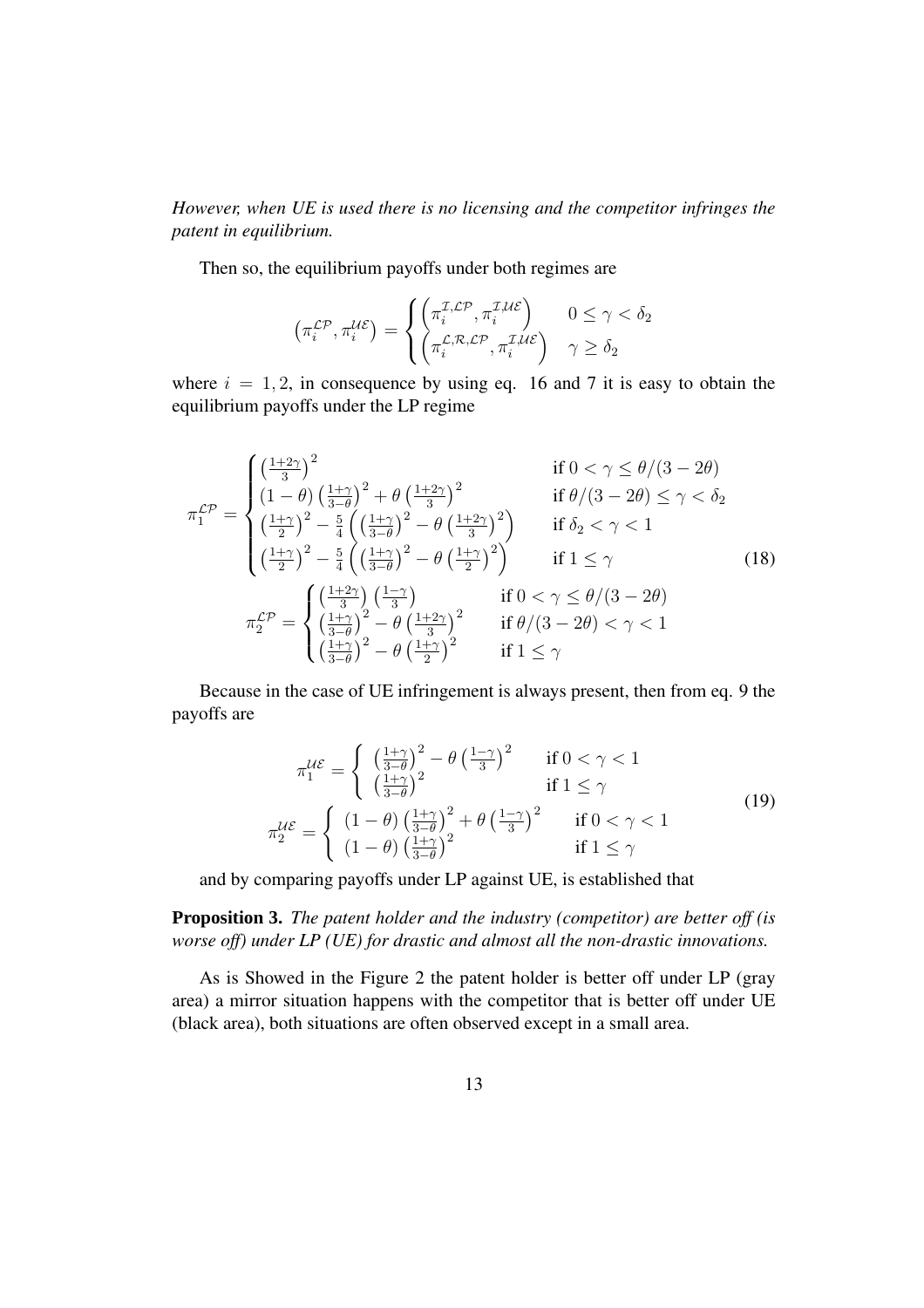*However, when UE is used there is no licensing and the competitor infringes the patent in equilibrium.*

Then so, the equilibrium payoffs under both regimes are

$$\left(\pi_i^{\mathcal{LP}}, \pi_i^{\mathcal{UE}}\right) = \begin{cases} \left(\pi_i^{\mathcal{I},\mathcal{LP}}, \pi_i^{\mathcal{I}\mathcal{UE}}\right) & 0 \leq \gamma < \delta_2 \\ \left(\pi_i^{\mathcal{L},\mathcal{R},\mathcal{LP}}, \pi_i^{\mathcal{I}\mathcal{UE}}\right) & \gamma \geq \delta_2 \end{cases}$$

where $i = 1, 2$, in consequence by using eq. 16 and 7 it is easy to obtain the equilibrium payoffs under the LP regime

$$\pi_1^{\mathcal{LP}} = \begin{cases} \left(\frac{1+2\gamma}{3}\right)^2 & \text{if } 0 < \gamma \leq \theta/(3-2\theta) \\ (1-\theta)\left(\frac{1+\gamma}{3-\theta}\right)^2 + \theta\left(\frac{1+2\gamma}{3}\right)^2 & \text{if } \theta/(3-2\theta) \leq \gamma < \delta_2 \\ \left(\frac{1+\gamma}{2}\right)^2 - \frac{5}{4}\left(\left(\frac{1+\gamma}{3-\theta}\right)^2 - \theta\left(\frac{1+2\gamma}{3}\right)^2\right) & \text{if } \delta_2 < \gamma < 1 \\ \left(\frac{1+\gamma}{2}\right)^2 - \frac{5}{4}\left(\left(\frac{1+\gamma}{3-\theta}\right)^2 - \theta\left(\frac{1+\gamma}{2}\right)^2\right) & \text{if } 1 \leq \gamma \end{cases}$$

$$\pi_2^{\mathcal{LP}} = \begin{cases} \left(\frac{1+2\gamma}{3}\right)\left(\frac{1-\gamma}{3}\right) & \text{if } 0 < \gamma \leq \theta/(3-2\theta) \\ \left(\frac{1+\gamma}{3-\theta}\right)^2 - \theta\left(\frac{1+2\gamma}{3}\right)^2 & \text{if } \theta/(3-2\theta) < \gamma < 1 \\ \left(\frac{1+\gamma}{3-\theta}\right)^2 - \theta\left(\frac{1+\gamma}{2}\right)^2 & \text{if } 1 \leq \gamma \end{cases} \tag{18}$$

Because in the case of UE infringement is always present, then from eq. 9 the payoffs are

$$\pi_1^{\mathcal{UE}} = \begin{cases} \left(\frac{1+\gamma}{3-\theta}\right)^2 - \theta\left(\frac{1-\gamma}{3}\right)^2 & \text{if } 0 < \gamma < 1 \\ \left(\frac{1+\gamma}{3-\theta}\right)^2 & \text{if } 1 \leq \gamma \end{cases}$$

$$\pi_2^{\mathcal{UE}} = \begin{cases} (1-\theta)\left(\frac{1+\gamma}{3-\theta}\right)^2 + \theta\left(\frac{1-\gamma}{3}\right)^2 & \text{if } 0 < \gamma < 1 \\ (1-\theta)\left(\frac{1+\gamma}{3-\theta}\right)^2 & \text{if } 1 \leq \gamma \end{cases} \tag{19}$$

and by comparing payoffs under LP against UE, is established that

**Proposition 3.** *The patent holder and the industry (competitor) are better off (is worse off) under LP (UE) for drastic and almost all the non-drastic innovations.*

As is Showed in the Figure 2 the patent holder is better off under LP (gray area) a mirror situation happens with the competitor that is better off under UE (black area), both situations are often observed except in a small area.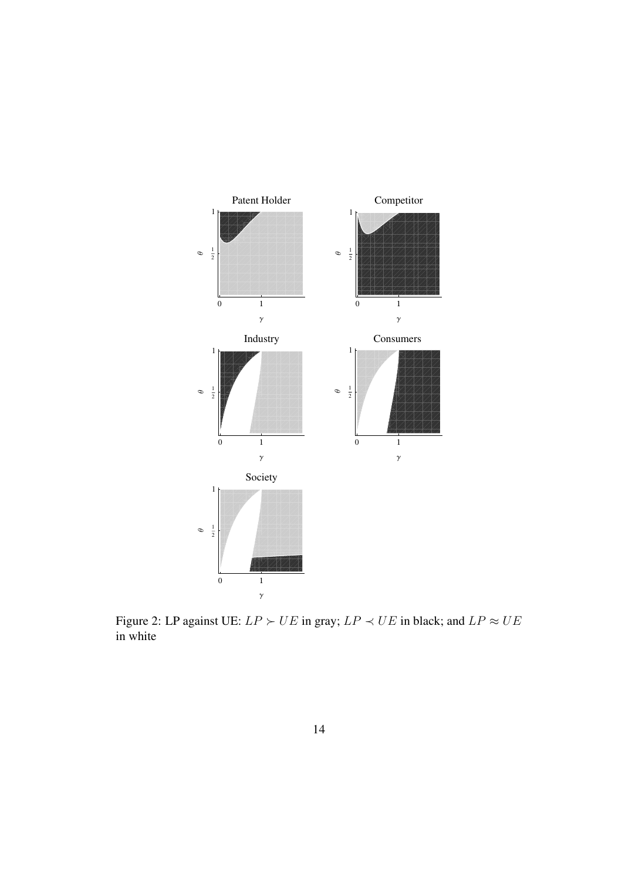Figure 2: LP against UE: $LP \succ UE$ in gray; $LP \prec UE$ in black; and $LP \approx UE$ in white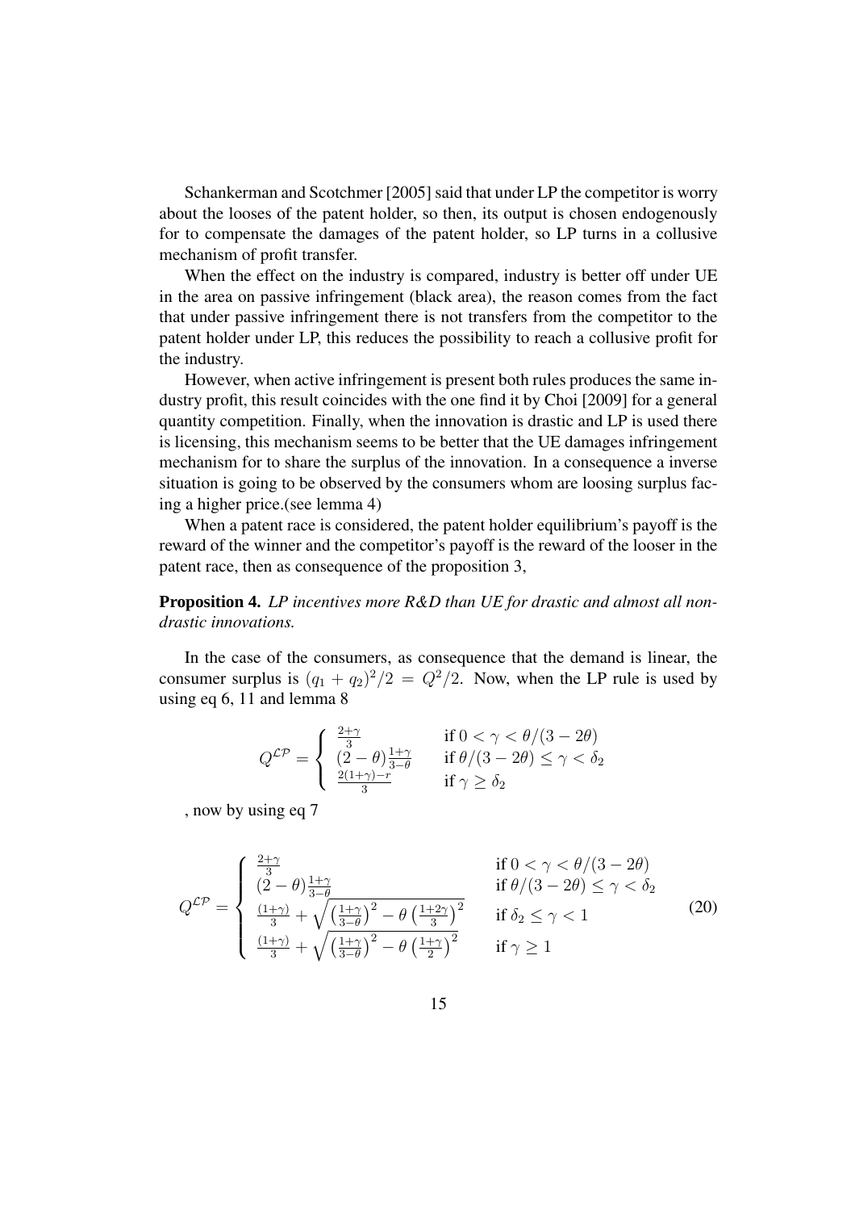Schankerman and Scotchmer [2005] said that under LP the competitor is worry about the looses of the patent holder, so then, its output is chosen endogenously for to compensate the damages of the patent holder, so LP turns in a collusive mechanism of profit transfer.

When the effect on the industry is compared, industry is better off under UE in the area on passive infringement (black area), the reason comes from the fact that under passive infringement there is not transfers from the competitor to the patent holder under LP, this reduces the possibility to reach a collusive profit for the industry.

However, when active infringement is present both rules produces the same industry profit, this result coincides with the one find it by Choi [2009] for a general quantity competition. Finally, when the innovation is drastic and LP is used there is licensing, this mechanism seems to be better that the UE damages infringement mechanism for to share the surplus of the innovation. In a consequence a inverse situation is going to be observed by the consumers whom are loosing surplus facing a higher price.(see lemma 4)

When a patent race is considered, the patent holder equilibrium's payoff is the reward of the winner and the competitor's payoff is the reward of the looser in the patent race, then as consequence of the proposition 3,

**Proposition 4.** *LP incentives more R&D than UE for drastic and almost all non-drastic innovations.*

In the case of the consumers, as consequence that the demand is linear, the consumer surplus is $(q_1 + q_2)^2/2 = Q^2/2$. Now, when the LP rule is used by using eq 6, 11 and lemma 8

$$
Q^{\mathcal{LP}} = \begin{cases} \frac{2+\gamma}{3} & \text{if } 0 < \gamma < \theta/(3-2\theta) \\ (2-\theta)\frac{1+\gamma}{3-\theta} & \text{if } \theta/(3-2\theta) \leq \gamma < \delta_2 \\ \frac{2(1+\gamma)-r}{3} & \text{if } \gamma \geq \delta_2 \end{cases}
$$

, now by using eq 7

$$
Q^{\mathcal{LP}} = \begin{cases} \frac{2+\gamma}{3} & \text{if } 0 < \gamma < \theta/(3-2\theta) \\ (2-\theta)\frac{1+\gamma}{3-\theta} & \text{if } \theta/(3-2\theta) \leq \gamma < \delta_2 \\ \frac{(1+\gamma)}{3} + \sqrt{\left(\frac{1+\gamma}{3-\theta}\right)^2 - \theta\left(\frac{1+2\gamma}{3}\right)^2} & \text{if } \delta_2 \leq \gamma < 1 \\ \frac{(1+\gamma)}{3} + \sqrt{\left(\frac{1+\gamma}{3-\theta}\right)^2 - \theta\left(\frac{1+\gamma}{2}\right)^2} & \text{if } \gamma \geq 1 \end{cases} \tag{20}
$$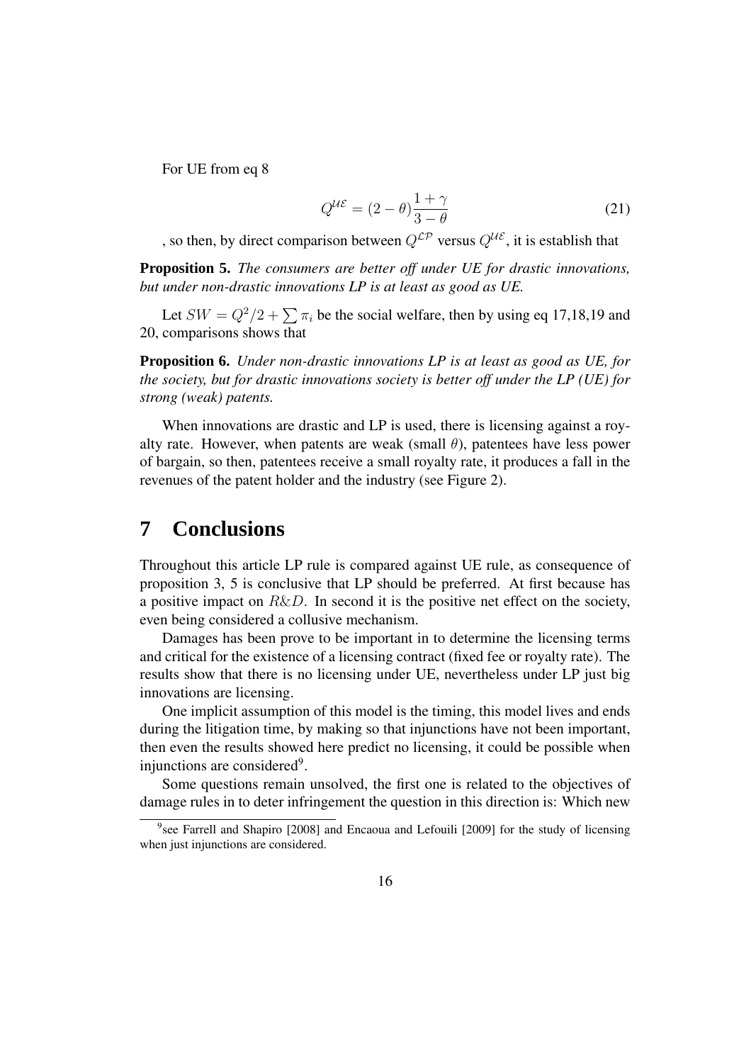For UE from eq 8

$$Q^{\mathcal{UE}} = (2 - \theta)\frac{1 + \gamma}{3 - \theta} \tag{21}$$

, so then, by direct comparison between $Q^{\mathcal{LP}}$ versus $Q^{\mathcal{UE}}$, it is establish that

**Proposition 5.** *The consumers are better off under UE for drastic innovations, but under non-drastic innovations LP is at least as good as UE.*

Let $SW = Q^2/2 + \sum \pi_i$ be the social welfare, then by using eq 17,18,19 and 20, comparisons shows that

**Proposition 6.** *Under non-drastic innovations LP is at least as good as UE, for the society, but for drastic innovations society is better off under the LP (UE) for strong (weak) patents.*

When innovations are drastic and LP is used, there is licensing against a royalty rate. However, when patents are weak (small $\theta$), patentees have less power of bargain, so then, patentees receive a small royalty rate, it produces a fall in the revenues of the patent holder and the industry (see Figure 2).

# 7 Conclusions

Throughout this article LP rule is compared against UE rule, as consequence of proposition 3, 5 is conclusive that LP should be preferred. At first because has a positive impact on $R\&D$. In second it is the positive net effect on the society, even being considered a collusive mechanism.

Damages has been prove to be important in to determine the licensing terms and critical for the existence of a licensing contract (fixed fee or royalty rate). The results show that there is no licensing under UE, nevertheless under LP just big innovations are licensing.

One implicit assumption of this model is the timing, this model lives and ends during the litigation time, by making so that injunctions have not been important, then even the results showed here predict no licensing, it could be possible when injunctions are considered[9].

Some questions remain unsolved, the first one is related to the objectives of damage rules in to deter infringement the question in this direction is: Which new

[9] see Farrell and Shapiro [2008] and Encaoua and Lefouili [2009] for the study of licensing when just injunctions are considered.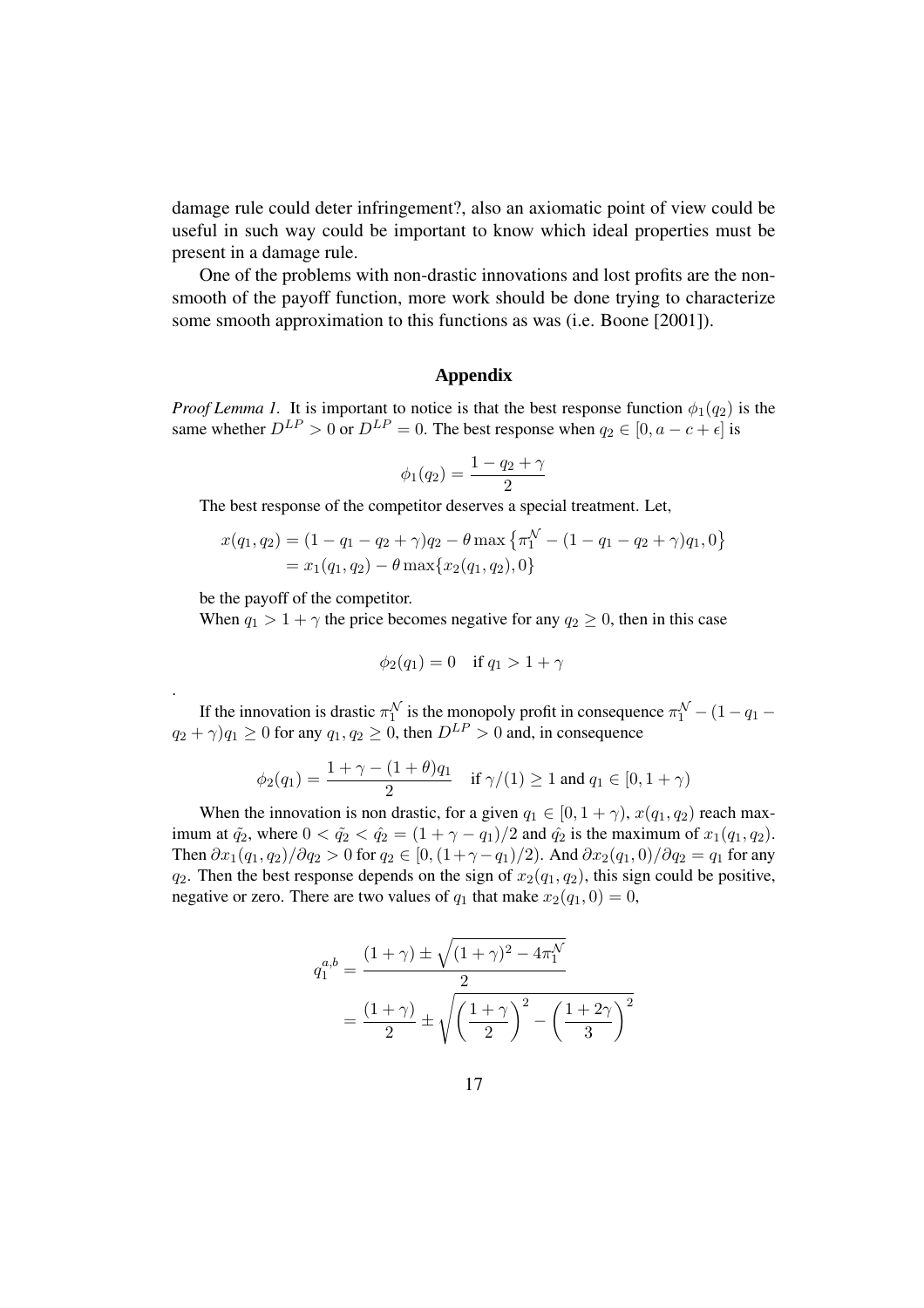damage rule could deter infringement?, also an axiomatic point of view could be useful in such way could be important to know which ideal properties must be present in a damage rule.

One of the problems with non-drastic innovations and lost profits are the non-smooth of the payoff function, more work should be done trying to characterize some smooth approximation to this functions as was (i.e. Boone [2001]).

## Appendix

*Proof Lemma 1.* It is important to notice is that the best response function $\phi_1(q_2)$ is the same whether $D^{LP} > 0$ or $D^{LP} = 0$. The best response when $q_2 \in [0, a - c + \epsilon]$ is

$$\phi_1(q_2) = \frac{1 - q_2 + \gamma}{2}$$

The best response of the competitor deserves a special treatment. Let,

$$\begin{aligned} x(q_1, q_2) &= (1 - q_1 - q_2 + \gamma)q_2 - \theta \max\left\{\pi_1^{\mathcal{N}} - (1 - q_1 - q_2 + \gamma)q_1, 0\right\} \\ &= x_1(q_1, q_2) - \theta \max\{x_2(q_1, q_2), 0\} \end{aligned}$$

be the payoff of the competitor.

When $q_1 > 1 + \gamma$ the price becomes negative for any $q_2 \geq 0$, then in this case

$$\phi_2(q_1) = 0 \quad \text{if } q_1 > 1 + \gamma$$

.

If the innovation is drastic $\pi_1^{\mathcal{N}}$ is the monopoly profit in consequence $\pi_1^{\mathcal{N}} - (1 - q_1 - q_2 + \gamma)q_1 \geq 0$ for any $q_1, q_2 \geq 0$, then $D^{LP} > 0$ and, in consequence

$$\phi_2(q_1) = \frac{1 + \gamma - (1 + \theta)q_1}{2} \quad \text{if } \gamma/(1) \geq 1 \text{ and } q_1 \in [0, 1 + \gamma)$$

When the innovation is non drastic, for a given $q_1 \in [0, 1 + \gamma)$, $x(q_1, q_2)$ reach maximum at $\tilde{q}_2$, where $0 < \tilde{q}_2 < \hat{q}_2 = (1 + \gamma - q_1)/2$ and $\hat{q}_2$ is the maximum of $x_1(q_1, q_2)$. Then $\partial x_1(q_1, q_2)/\partial q_2 > 0$ for $q_2 \in [0, (1 + \gamma - q_1)/2)$. And $\partial x_2(q_1, 0)/\partial q_2 = q_1$ for any $q_2$. Then the best response depends on the sign of $x_2(q_1, q_2)$, this sign could be positive, negative or zero. There are two values of $q_1$ that make $x_2(q_1, 0) = 0$,

$$\begin{aligned} q_1^{a,b} &= \frac{(1 + \gamma) \pm \sqrt{(1 + \gamma)^2 - 4\pi_1^{\mathcal{N}}}}{2} \\ &= \frac{(1 + \gamma)}{2} \pm \sqrt{\left(\frac{1 + \gamma}{2}\right)^2 - \left(\frac{1 + 2\gamma}{3}\right)^2} \end{aligned}$$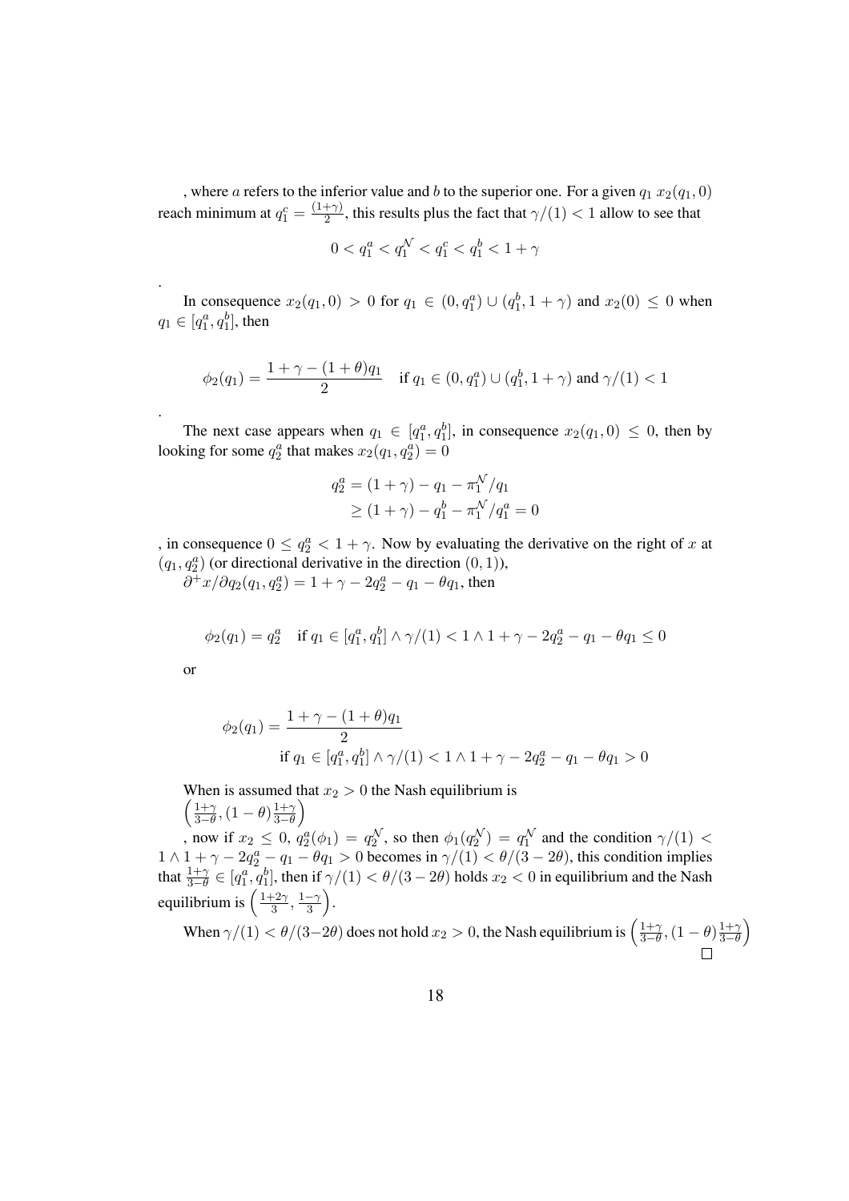, where $a$ refers to the inferior value and $b$ to the superior one. For a given $q_1$ $x_2(q_1, 0)$ reach minimum at $q_1^c = \frac{(1+\gamma)}{2}$, this results plus the fact that $\gamma/(1) < 1$ allow to see that

$$0 < q_1^a < q_1^{\mathcal{N}} < q_1^c < q_1^b < 1 + \gamma$$

.

In consequence $x_2(q_1, 0) > 0$ for $q_1 \in (0, q_1^a) \cup (q_1^b, 1 + \gamma)$ and $x_2(0) \leq 0$ when $q_1 \in [q_1^a, q_1^b]$, then

$$\phi_2(q_1) = \frac{1 + \gamma - (1 + \theta)q_1}{2} \quad \text{if } q_1 \in (0, q_1^a) \cup (q_1^b, 1 + \gamma) \text{ and } \gamma/(1) < 1$$

.

The next case appears when $q_1 \in [q_1^a, q_1^b]$, in consequence $x_2(q_1, 0) \leq 0$, then by looking for some $q_2^a$ that makes $x_2(q_1, q_2^a) = 0$

$$\begin{aligned} q_2^a &= (1 + \gamma) - q_1 - \pi_1^{\mathcal{N}}/q_1 \\ &\geq (1 + \gamma) - q_1^b - \pi_1^{\mathcal{N}}/q_1^a = 0 \end{aligned}$$

, in consequence $0 \leq q_2^a < 1 + \gamma$. Now by evaluating the derivative on the right of $x$ at $(q_1, q_2^a)$ (or directional derivative in the direction $(0, 1)$),
$\partial^+ x/\partial q_2(q_1, q_2^a) = 1 + \gamma - 2q_2^a - q_1 - \theta q_1$, then

$$\phi_2(q_1) = q_2^a \quad \text{if } q_1 \in [q_1^a, q_1^b] \wedge \gamma/(1) < 1 \wedge 1 + \gamma - 2q_2^a - q_1 - \theta q_1 \leq 0$$

or

$$\phi_2(q_1) = \frac{1 + \gamma - (1 + \theta)q_1}{2}$$
$$\text{if } q_1 \in [q_1^a, q_1^b] \wedge \gamma/(1) < 1 \wedge 1 + \gamma - 2q_2^a - q_1 - \theta q_1 > 0$$

When is assumed that $x_2 > 0$ the Nash equilibrium is $\left(\frac{1+\gamma}{3-\theta}, (1 - \theta)\frac{1+\gamma}{3-\theta}\right)$
, now if $x_2 \leq 0$, $q_2^a(\phi_1) = q_2^{\mathcal{N}}$, so then $\phi_1(q_2^{\mathcal{N}}) = q_1^{\mathcal{N}}$ and the condition $\gamma/(1) < 1 \wedge 1 + \gamma - 2q_2^a - q_1 - \theta q_1 > 0$ becomes in $\gamma/(1) < \theta/(3 - 2\theta)$, this condition implies that $\frac{1+\gamma}{3-\theta} \in [q_1^a, q_1^b]$, then if $\gamma/(1) < \theta/(3 - 2\theta)$ holds $x_2 < 0$ in equilibrium and the Nash equilibrium is $\left(\frac{1+2\gamma}{3}, \frac{1-\gamma}{3}\right)$.

When $\gamma/(1) < \theta/(3 - 2\theta)$ does not hold $x_2 > 0$, the Nash equilibrium is $\left(\frac{1+\gamma}{3-\theta}, (1 - \theta)\frac{1+\gamma}{3-\theta}\right)$

□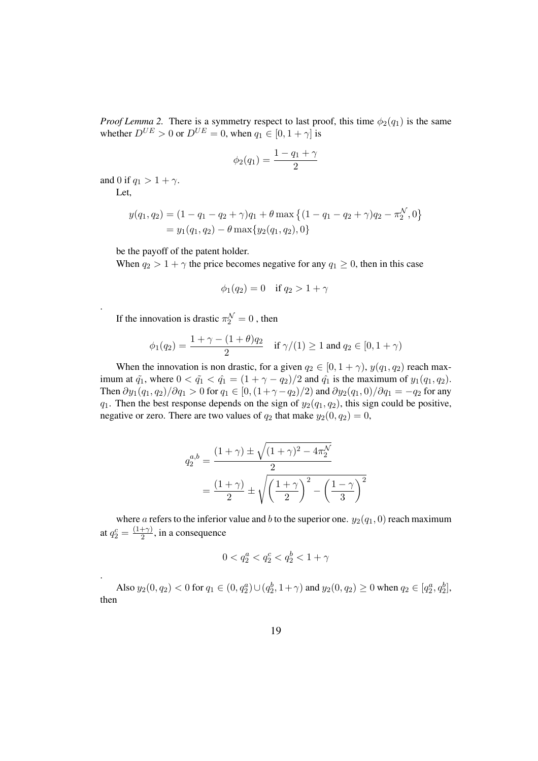*Proof Lemma 2.* There is a symmetry respect to last proof, this time $\phi_2(q_1)$ is the same whether $D^{UE} > 0$ or $D^{UE} = 0$, when $q_1 \in [0, 1+\gamma]$ is

$$\phi_2(q_1) = \frac{1 - q_1 + \gamma}{2}$$

and 0 if $q_1 > 1 + \gamma$.

Let,

$$\begin{aligned} y(q_1, q_2) &= (1 - q_1 - q_2 + \gamma)q_1 + \theta \max\left\{(1 - q_1 - q_2 + \gamma)q_2 - \pi_2^{\mathcal{N}}, 0\right\} \\ &= y_1(q_1, q_2) - \theta \max\{y_2(q_1, q_2), 0\} \end{aligned}$$

be the payoff of the patent holder.

When $q_2 > 1 + \gamma$ the price becomes negative for any $q_1 \geq 0$, then in this case

$$\phi_1(q_2) = 0 \quad \text{if } q_2 > 1 + \gamma$$

.

If the innovation is drastic $\pi_2^{\mathcal{N}} = 0$ , then

$$\phi_1(q_2) = \frac{1 + \gamma - (1+\theta)q_2}{2} \quad \text{if } \gamma/(1) \geq 1 \text{ and } q_2 \in [0, 1+\gamma)$$

When the innovation is non drastic, for a given $q_2 \in [0, 1+\gamma)$, $y(q_1, q_2)$ reach maximum at $\tilde{q_1}$, where $0 < \tilde{q_1} < \hat{q_1} = (1 + \gamma - q_2)/2$ and $\hat{q_1}$ is the maximum of $y_1(q_1, q_2)$. Then $\partial y_1(q_1, q_2)/\partial q_1 > 0$ for $q_1 \in [0, (1+\gamma-q_2)/2)$ and $\partial y_2(q_1, 0)/\partial q_1 = -q_2$ for any $q_1$. Then the best response depends on the sign of $y_2(q_1, q_2)$, this sign could be positive, negative or zero. There are two values of $q_2$ that make $y_2(0, q_2) = 0$,

$$\begin{aligned} q_2^{a,b} &= \frac{(1+\gamma) \pm \sqrt{(1+\gamma)^2 - 4\pi_2^{\mathcal{N}}}}{2} \\ &= \frac{(1+\gamma)}{2} \pm \sqrt{\left(\frac{1+\gamma}{2}\right)^2 - \left(\frac{1-\gamma}{3}\right)^2} \end{aligned}$$

where $a$ refers to the inferior value and $b$ to the superior one. $y_2(q_1, 0)$ reach maximum at $q_2^c = \frac{(1+\gamma)}{2}$, in a consequence

$$0 < q_2^a < q_2^c < q_2^b < 1 + \gamma$$

.

Also $y_2(0, q_2) < 0$ for $q_1 \in (0, q_2^a) \cup (q_2^b, 1+\gamma)$ and $y_2(0, q_2) \geq 0$ when $q_2 \in [q_2^a, q_2^b]$, then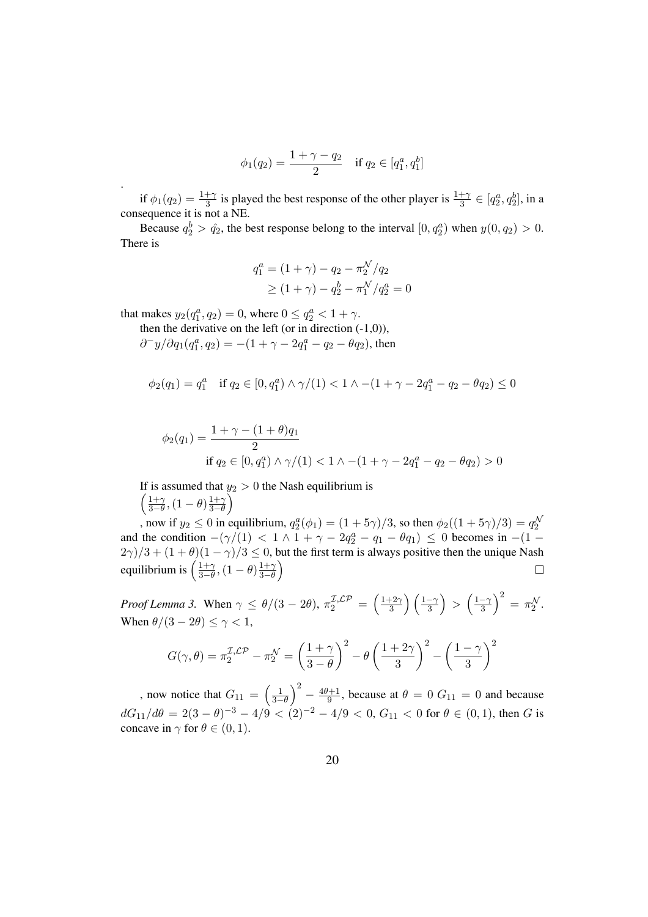$$\phi_1(q_2) = \frac{1+\gamma-q_2}{2} \quad \text{if } q_2 \in [q_1^a, q_1^b]$$

.

if $\phi_1(q_2) = \frac{1+\gamma}{3}$ is played the best response of the other player is $\frac{1+\gamma}{3} \in [q_2^a, q_2^b]$, in a consequence it is not a NE.

Because $q_2^b > \hat{q_2}$, the best response belong to the interval $[0, q_2^a)$ when $y(0, q_2) > 0$. There is

$$\begin{aligned} q_1^a &= (1+\gamma) - q_2 - \pi_2^{\mathcal{N}}/q_2 \\ &\geq (1+\gamma) - q_2^b - \pi_1^{\mathcal{N}}/q_2^a = 0 \end{aligned}$$

that makes $y_2(q_1^a, q_2) = 0$, where $0 \leq q_2^a < 1+\gamma$.

then the derivative on the left (or in direction (-1,0)),

$\partial^- y/\partial q_1(q_1^a, q_2) = -(1+\gamma-2q_1^a - q_2 - \theta q_2)$, then

$$\phi_2(q_1) = q_1^a \quad \text{if } q_2 \in [0, q_1^a) \wedge \gamma/(1) < 1 \wedge -(1+\gamma-2q_1^a - q_2 - \theta q_2) \leq 0$$

$$\phi_2(q_1) = \frac{1+\gamma-(1+\theta)q_1}{2}$$
$$\text{if } q_2 \in [0, q_1^a) \wedge \gamma/(1) < 1 \wedge -(1+\gamma-2q_1^a - q_2 - \theta q_2) > 0$$

If is assumed that $y_2 > 0$ the Nash equilibrium is $\left(\frac{1+\gamma}{3-\theta}, (1-\theta)\frac{1+\gamma}{3-\theta}\right)$

, now if $y_2 \leq 0$ in equilibrium, $q_2^a(\phi_1) = (1+5\gamma)/3$, so then $\phi_2((1+5\gamma)/3) = q_2^{\mathcal{N}}$ and the condition $-(\gamma/(1) < 1 \wedge 1+\gamma-2q_2^a - q_1 - \theta q_1) \leq 0$ becomes in $-(1-2\gamma)/3 + (1+\theta)(1-\gamma)/3 \leq 0$, but the first term is always positive then the unique Nash equilibrium is $\left(\frac{1+\gamma}{3-\theta}, (1-\theta)\frac{1+\gamma}{3-\theta}\right)$ $\square$

*Proof Lemma 3.* When $\gamma \leq \theta/(3-2\theta)$, $\pi_2^{\mathcal{I},\mathcal{LP}} = \left(\frac{1+2\gamma}{3}\right)\left(\frac{1-\gamma}{3}\right) > \left(\frac{1-\gamma}{3}\right)^2 = \pi_2^{\mathcal{N}}$. When $\theta/(3-2\theta) \leq \gamma < 1$,

$$G(\gamma, \theta) = \pi_2^{\mathcal{I},\mathcal{LP}} - \pi_2^{\mathcal{N}} = \left(\frac{1+\gamma}{3-\theta}\right)^2 - \theta\left(\frac{1+2\gamma}{3}\right)^2 - \left(\frac{1-\gamma}{3}\right)^2$$

, now notice that $G_{11} = \left(\frac{1}{3-\theta}\right)^2 - \frac{4\theta+1}{9}$, because at $\theta = 0$ $G_{11} = 0$ and because $dG_{11}/d\theta = 2(3-\theta)^{-3} - 4/9 < (2)^{-2} - 4/9 < 0$, $G_{11} < 0$ for $\theta \in (0,1)$, then $G$ is concave in $\gamma$ for $\theta \in (0,1)$.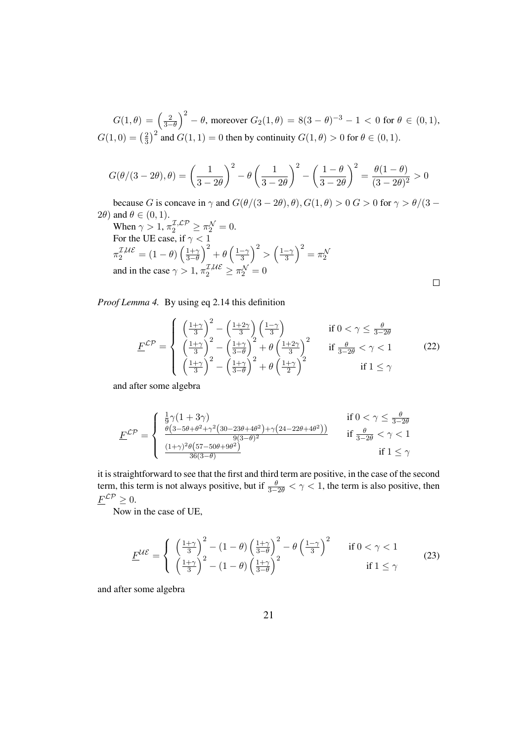$G(1,\theta) = \left(\frac{2}{3-\theta}\right)^2 - \theta$, moreover $G_2(1,\theta) = 8(3-\theta)^{-3} - 1 < 0$ for $\theta \in (0,1)$, $G(1,0) = \left(\frac{2}{3}\right)^2$ and $G(1,1) = 0$ then by continuity $G(1,\theta) > 0$ for $\theta \in (0,1)$.

$$G(\theta/(3-2\theta),\theta) = \left(\frac{1}{3-2\theta}\right)^2 - \theta\left(\frac{1}{3-2\theta}\right)^2 - \left(\frac{1-\theta}{3-2\theta}\right)^2 = \frac{\theta(1-\theta)}{(3-2\theta)^2} > 0$$

because $G$ is concave in $\gamma$ and $G(\theta/(3-2\theta),\theta), G(1,\theta) > 0$ $G > 0$ for $\gamma > \theta/(3-2\theta)$ and $\theta \in (0,1)$.

When $\gamma > 1$, $\pi_2^{\mathcal{I},\mathcal{LP}} \geq \pi_2^{\mathcal{N}} = 0$.

For the UE case, if $\gamma < 1$

$\pi_2^{\mathcal{I},\mathcal{UE}} = (1-\theta)\left(\frac{1+\gamma}{3-\theta}\right)^2 + \theta\left(\frac{1-\gamma}{3}\right)^2 > \left(\frac{1-\gamma}{3}\right)^2 = \pi_2^{\mathcal{N}}$

and in the case $\gamma > 1$, $\pi_2^{\mathcal{I},\mathcal{UE}} \geq \pi_2^{\mathcal{N}} = 0$

□

*Proof Lemma 4.* By using eq 2.14 this definition

$$\underline{F}^{\mathcal{LP}} = \begin{cases} \left(\frac{1+\gamma}{3}\right)^2 - \left(\frac{1+2\gamma}{3}\right)\left(\frac{1-\gamma}{3}\right) & \text{if } 0 < \gamma \leq \frac{\theta}{3-2\theta} \\ \left(\frac{1+\gamma}{3}\right)^2 - \left(\frac{1+\gamma}{3-\theta}\right)^2 + \theta\left(\frac{1+2\gamma}{3}\right)^2 & \text{if } \frac{\theta}{3-2\theta} < \gamma < 1 \\ \left(\frac{1+\gamma}{3}\right)^2 - \left(\frac{1+\gamma}{3-\theta}\right)^2 + \theta\left(\frac{1+\gamma}{2}\right)^2 & \text{if } 1 \leq \gamma \end{cases} \tag{22}$$

and after some algebra

$$\underline{F}^{\mathcal{LP}} = \begin{cases} \frac{1}{9}\gamma(1+3\gamma) & \text{if } 0 < \gamma \leq \frac{\theta}{3-2\theta} \\ \frac{\theta\left(3-5\theta+\theta^2+\gamma^2\left(30-23\theta+4\theta^2\right)+\gamma\left(24-22\theta+4\theta^2\right)\right)}{9(3-\theta)^2} & \text{if } \frac{\theta}{3-2\theta} < \gamma < 1 \\ \frac{(1+\gamma)^2\theta\left(57-50\theta+9\theta^2\right)}{36(3-\theta)} & \text{if } 1 \leq \gamma \end{cases}$$

it is straightforward to see that the first and third term are positive, in the case of the second term, this term is not always positive, but if $\frac{\theta}{3-2\theta} < \gamma < 1$, the term is also positive, then $\underline{F}^{\mathcal{LP}} \geq 0$.

Now in the case of UE,

$$\underline{F}^{\mathcal{UE}} = \begin{cases} \left(\frac{1+\gamma}{3}\right)^2 - (1-\theta)\left(\frac{1+\gamma}{3-\theta}\right)^2 - \theta\left(\frac{1-\gamma}{3}\right)^2 & \text{if } 0 < \gamma < 1 \\ \left(\frac{1+\gamma}{3}\right)^2 - (1-\theta)\left(\frac{1+\gamma}{3-\theta}\right)^2 & \text{if } 1 \leq \gamma \end{cases} \tag{23}$$

and after some algebra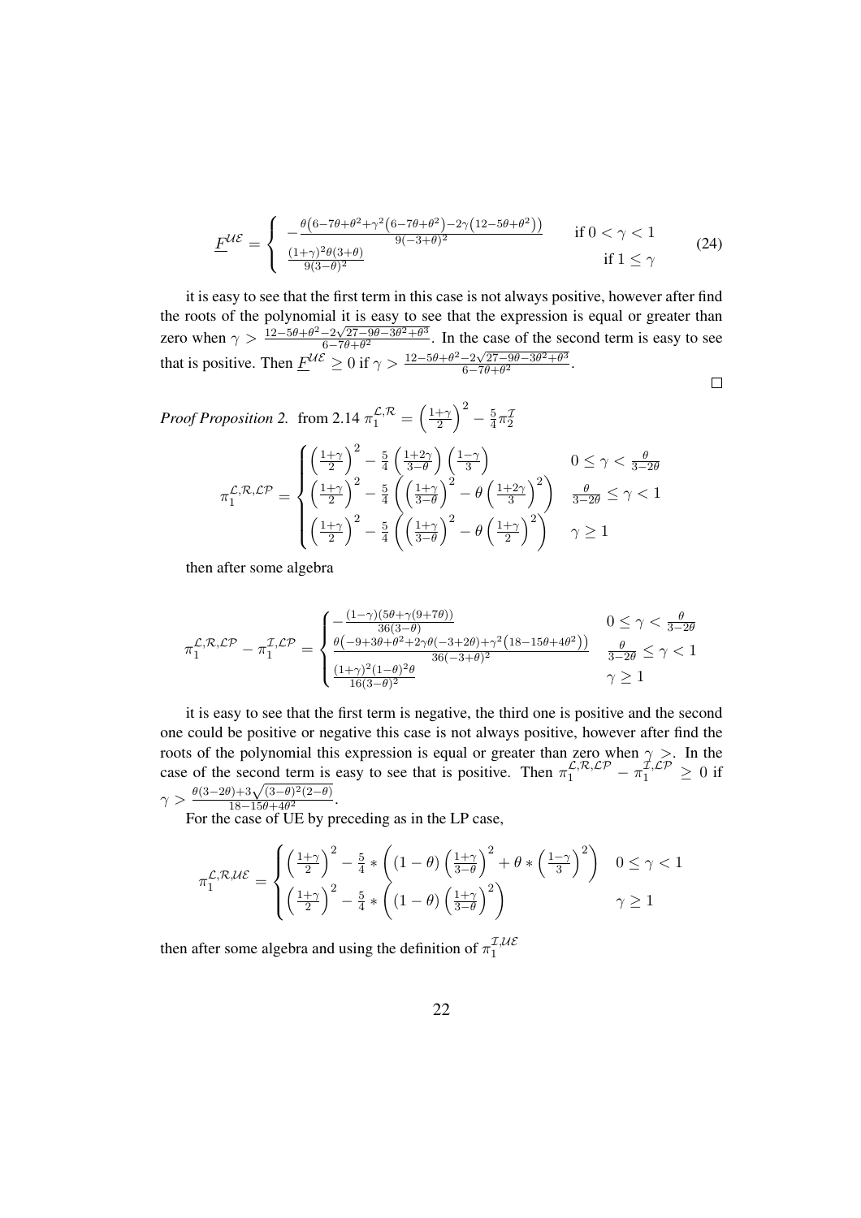$$\underline{F}^{\mathcal{UE}} = \begin{cases} -\frac{\theta\left(6-7\theta+\theta^2+\gamma^2\left(6-7\theta+\theta^2\right)-2\gamma\left(12-5\theta+\theta^2\right)\right)}{9(-3+\theta)^2} & \text{if } 0<\gamma<1 \\ \frac{(1+\gamma)^2\theta(3+\theta)}{9(3-\theta)^2} & \text{if } 1 \leq \gamma \end{cases} \tag{24}$$

it is easy to see that the first term in this case is not always positive, however after find the roots of the polynomial it is easy to see that the expression is equal or greater than zero when $\gamma > \frac{12-5\theta+\theta^2-2\sqrt{27-9\theta-3\theta^2+\theta^3}}{6-7\theta+\theta^2}$. In the case of the second term is easy to see that is positive. Then $\underline{F}^{\mathcal{UE}} \geq 0$ if $\gamma > \frac{12-5\theta+\theta^2-2\sqrt{27-9\theta-3\theta^2+\theta^3}}{6-7\theta+\theta^2}$.

□

*Proof Proposition 2.* from 2.14 $\pi_1^{\mathcal{L},\mathcal{R}} = \left(\frac{1+\gamma}{2}\right)^2 - \frac{5}{4}\pi_2^{\mathcal{I}}$

$$\pi_1^{\mathcal{L},\mathcal{R},\mathcal{LP}} = \begin{cases} \left(\frac{1+\gamma}{2}\right)^2 - \frac{5}{4}\left(\frac{1+2\gamma}{3-\theta}\right)\left(\frac{1-\gamma}{3}\right) & 0 \leq \gamma < \frac{\theta}{3-2\theta} \\ \left(\frac{1+\gamma}{2}\right)^2 - \frac{5}{4}\left(\left(\frac{1+\gamma}{3-\theta}\right)^2 - \theta\left(\frac{1+2\gamma}{3}\right)^2\right) & \frac{\theta}{3-2\theta} \leq \gamma < 1 \\ \left(\frac{1+\gamma}{2}\right)^2 - \frac{5}{4}\left(\left(\frac{1+\gamma}{3-\theta}\right)^2 - \theta\left(\frac{1+\gamma}{2}\right)^2\right) & \gamma \geq 1 \end{cases}$$

then after some algebra

$$\pi_1^{\mathcal{L},\mathcal{R},\mathcal{LP}} - \pi_1^{\mathcal{I},\mathcal{LP}} = \begin{cases} -\frac{(1-\gamma)(5\theta+\gamma(9+7\theta))}{36(3-\theta)} & 0 \leq \gamma < \frac{\theta}{3-2\theta} \\ \frac{\theta\left(-9+3\theta+\theta^2+2\gamma\theta(-3+2\theta)+\gamma^2\left(18-15\theta+4\theta^2\right)\right)}{36(-3+\theta)^2} & \frac{\theta}{3-2\theta} \leq \gamma < 1 \\ \frac{(1+\gamma)^2(1-\theta)^2\theta}{16(3-\theta)^2} & \gamma \geq 1 \end{cases}$$

it is easy to see that the first term is negative, the third one is positive and the second one could be positive or negative this case is not always positive, however after find the roots of the polynomial this expression is equal or greater than zero when $\gamma >$. In the case of the second term is easy to see that is positive. Then $\pi_1^{\mathcal{L},\mathcal{R},\mathcal{LP}} - \pi_1^{\mathcal{I},\mathcal{LP}} \geq 0$ if $\gamma > \frac{\theta(3-2\theta)+3\sqrt{(3-\theta)^2(2-\theta)}}{18-15\theta+4\theta^2}$.

For the case of UE by preceding as in the LP case,

$$\pi_1^{\mathcal{L},\mathcal{R}\mathcal{UE}} = \begin{cases} \left(\frac{1+\gamma}{2}\right)^2 - \frac{5}{4} * \left((1-\theta)\left(\frac{1+\gamma}{3-\theta}\right)^2 + \theta * \left(\frac{1-\gamma}{3}\right)^2\right) & 0 \leq \gamma < 1 \\ \left(\frac{1+\gamma}{2}\right)^2 - \frac{5}{4} * \left((1-\theta)\left(\frac{1+\gamma}{3-\theta}\right)^2\right) & \gamma \geq 1 \end{cases}$$

then after some algebra and using the definition of $\pi_1^{\mathcal{I},\mathcal{UE}}$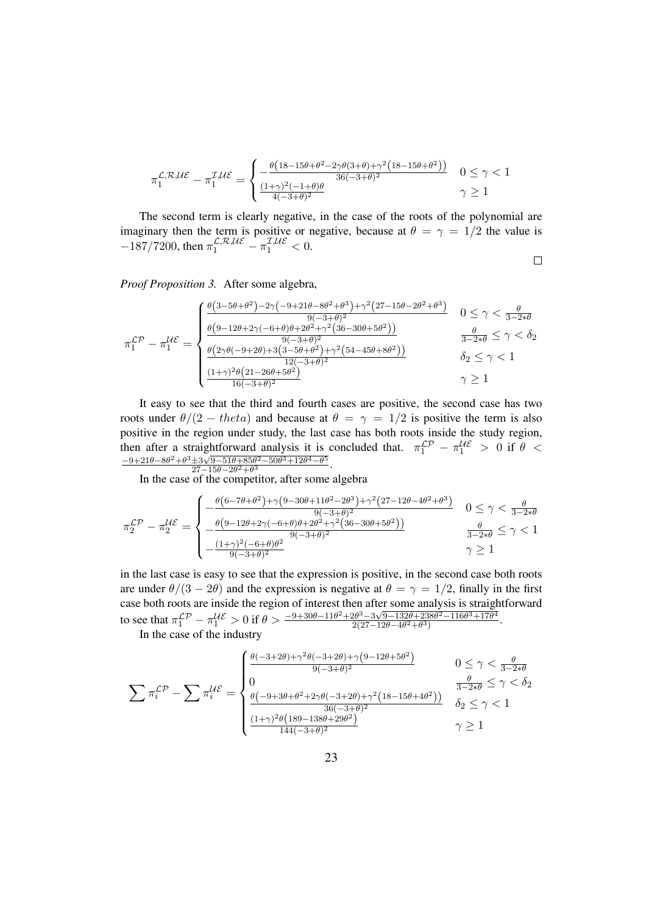$$\pi_1^{\mathcal{L},\mathcal{R},\mathcal{UE}} - \pi_1^{\mathcal{I},\mathcal{UE}} = \begin{cases} -\frac{\theta\left(18-15\theta+\theta^2-2\gamma\theta(3+\theta)+\gamma^2\left(18-15\theta+\theta^2\right)\right)}{36(-3+\theta)^2} & 0 \leq \gamma < 1 \\ \frac{(1+\gamma)^2(-1+\theta)\theta}{4(-3+\theta)^2} & \gamma \geq 1 \end{cases}$$

The second term is clearly negative, in the case of the roots of the polynomial are imaginary then the term is positive or negative, because at $\theta = \gamma = 1/2$ the value is $-187/7200$, then $\pi_1^{\mathcal{L},\mathcal{R},\mathcal{UE}} - \pi_1^{\mathcal{I},\mathcal{UE}} < 0$.

□

*Proof Proposition 3.* After some algebra,

$$\pi_1^{\mathcal{LP}} - \pi_1^{\mathcal{UE}} = \begin{cases} \frac{\theta\left(3-5\theta+\theta^2\right)-2\gamma\left(-9+21\theta-8\theta^2+\theta^3\right)+\gamma^2\left(27-15\theta-2\theta^2+\theta^3\right)}{9(-3+\theta)^2} & 0 \leq \gamma < \frac{\theta}{3-2*\theta} \\ \frac{\theta\left(9-12\theta+2\gamma(-6+\theta)\theta+2\theta^2+\gamma^2\left(36-30\theta+5\theta^2\right)\right)}{9(-3+\theta)^2} & \frac{\theta}{3-2*\theta} \leq \gamma < \delta_2 \\ \frac{\theta\left(2\gamma\theta(-9+2\theta)+3\left(3-5\theta+\theta^2\right)+\gamma^2\left(54-45\theta+8\theta^2\right)\right)}{12(-3+\theta)^2} & \delta_2 \leq \gamma < 1 \\ \frac{(1+\gamma)^2\theta\left(21-26\theta+5\theta^2\right)}{16(-3+\theta)^2} & \gamma \geq 1 \end{cases}$$

It easy to see that the third and fourth cases are positive, the second case has two roots under $\theta/(2-theta)$ and because at $\theta = \gamma = 1/2$ is positive the term is also positive in the region under study, the last case has both roots inside the study region, then after a straightforward analysis it is concluded that. $\pi_1^{\mathcal{LP}} - \pi_1^{\mathcal{UE}} > 0$ if $\theta < \frac{-9+21\theta-8\theta^2+\theta^3 \pm 3\sqrt{9-51\theta+85\theta^2-50\theta^3+12\theta^4-\theta^5}}{27-15\theta-2\theta^2+\theta^3}$.

In the case of the competitor, after some algebra

$$\pi_2^{\mathcal{LP}} - \pi_2^{\mathcal{UE}} = \begin{cases} -\frac{\theta\left(6-7\theta+\theta^2\right)+\gamma\left(9-30\theta+11\theta^2-2\theta^3\right)+\gamma^2\left(27-12\theta-4\theta^2+\theta^3\right)}{9(-3+\theta)^2} & 0 \leq \gamma < \frac{\theta}{3-2*\theta} \\ -\frac{\theta\left(9-12\theta+2\gamma(-6+\theta)\theta+2\theta^2+\gamma^2\left(36-30\theta+5\theta^2\right)\right)}{9(-3+\theta)^2} & \frac{\theta}{3-2*\theta} \leq \gamma < 1 \\ -\frac{(1+\gamma)^2(-6+\theta)\theta^2}{9(-3+\theta)^2} & \gamma \geq 1 \end{cases}$$

in the last case is easy to see that the expression is positive, in the second case both roots are under $\theta/(3-2\theta)$ and the expression is negative at $\theta = \gamma = 1/2$, finally in the first case both roots are inside the region of interest then after some analysis is straightforward to see that $\pi_1^{\mathcal{LP}} - \pi_1^{\mathcal{UE}} > 0$ if $\theta > \frac{-9+30\theta-11\theta^2+2\theta^3-3\sqrt{9-132\theta+238\theta^2-116\theta^3+17\theta^4}}{2(27-12\theta-4\theta^2+\theta^3)}$.

In the case of the industry

$$\sum \pi_i^{\mathcal{LP}} - \sum \pi_i^{\mathcal{UE}} = \begin{cases} \frac{\theta(-3+2\theta)+\gamma^2\theta(-3+2\theta)+\gamma\left(9-12\theta+5\theta^2\right)}{9(-3+\theta)^2} & 0 \leq \gamma < \frac{\theta}{3-2*\theta} \\ 0 & \frac{\theta}{3-2*\theta} \leq \gamma < \delta_2 \\ \frac{\theta\left(-9+3\theta+\theta^2+2\gamma\theta(-3+2\theta)+\gamma^2\left(18-15\theta+4\theta^2\right)\right)}{36(-3+\theta)^2} & \delta_2 \leq \gamma < 1 \\ \frac{(1+\gamma)^2\theta\left(189-138\theta+29\theta^2\right)}{144(-3+\theta)^2} & \gamma \geq 1 \end{cases}$$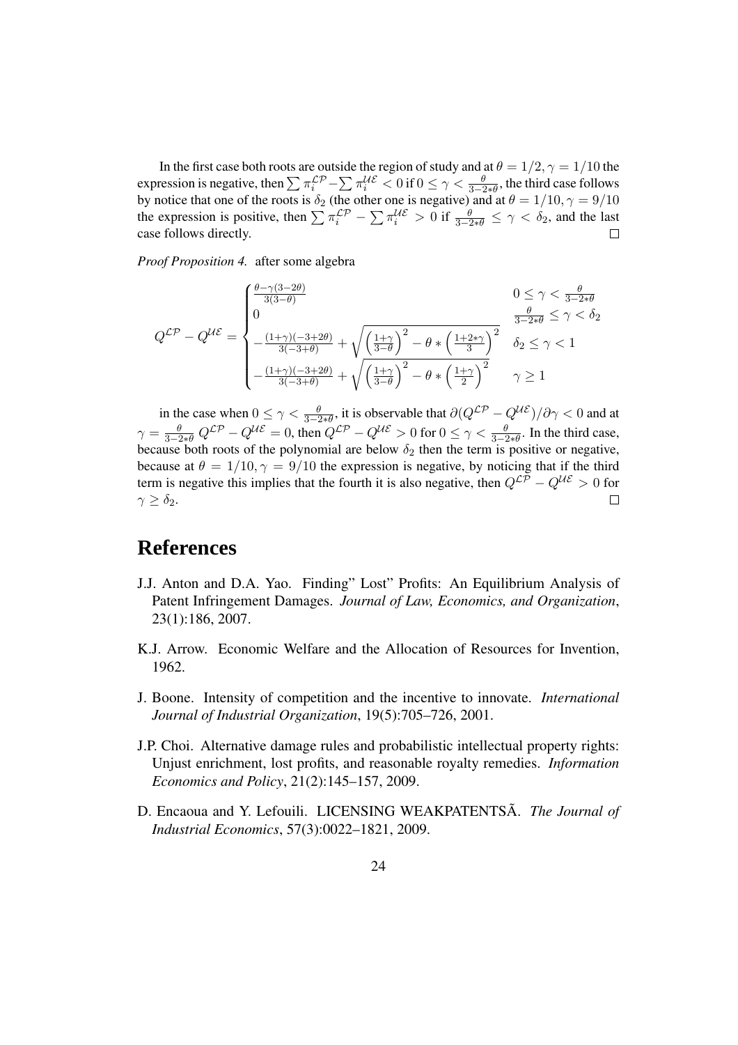In the first case both roots are outside the region of study and at $\theta = 1/2, \gamma = 1/10$ the expression is negative, then $\sum \pi_i^{\mathcal{LP}} - \sum \pi_i^{\mathcal{UE}} < 0$ if $0 \leq \gamma < \frac{\theta}{3-2*\theta}$, the third case follows by notice that one of the roots is $\delta_2$ (the other one is negative) and at $\theta = 1/10, \gamma = 9/10$ the expression is positive, then $\sum \pi_i^{\mathcal{LP}} - \sum \pi_i^{\mathcal{UE}} > 0$ if $\frac{\theta}{3-2*\theta} \leq \gamma < \delta_2$, and the last case follows directly. □

*Proof Proposition 4.* after some algebra

$$
Q^{\mathcal{LP}} - Q^{\mathcal{UE}} = \begin{cases} \frac{\theta - \gamma(3-2\theta)}{3(3-\theta)} & 0 \leq \gamma < \frac{\theta}{3-2*\theta} \\ 0 & \frac{\theta}{3-2*\theta} \leq \gamma < \delta_2 \\ -\frac{(1+\gamma)(-3+2\theta)}{3(-3+\theta)} + \sqrt{\left(\frac{1+\gamma}{3-\theta}\right)^2 - \theta * \left(\frac{1+2*\gamma}{3}\right)^2} & \delta_2 \leq \gamma < 1 \\ -\frac{(1+\gamma)(-3+2\theta)}{3(-3+\theta)} + \sqrt{\left(\frac{1+\gamma}{3-\theta}\right)^2 - \theta * \left(\frac{1+\gamma}{2}\right)^2} & \gamma \geq 1 \end{cases}
$$

in the case when $0 \leq \gamma < \frac{\theta}{3-2*\theta}$, it is observable that $\partial(Q^{\mathcal{LP}} - Q^{\mathcal{UE}})/\partial\gamma < 0$ and at $\gamma = \frac{\theta}{3-2*\theta}$ $Q^{\mathcal{LP}} - Q^{\mathcal{UE}} = 0$, then $Q^{\mathcal{LP}} - Q^{\mathcal{UE}} > 0$ for $0 \leq \gamma < \frac{\theta}{3-2*\theta}$. In the third case, because both roots of the polynomial are below $\delta_2$ then the term is positive or negative, because at $\theta = 1/10, \gamma = 9/10$ the expression is negative, by noticing that if the third term is negative this implies that the fourth it is also negative, then $Q^{\mathcal{LP}} - Q^{\mathcal{UE}} > 0$ for $\gamma \geq \delta_2$. □

# References

J.J. Anton and D.A. Yao. Finding" Lost" Profits: An Equilibrium Analysis of Patent Infringement Damages. *Journal of Law, Economics, and Organization*, 23(1):186, 2007.

K.J. Arrow. Economic Welfare and the Allocation of Resources for Invention, 1962.

J. Boone. Intensity of competition and the incentive to innovate. *International Journal of Industrial Organization*, 19(5):705–726, 2001.

J.P. Choi. Alternative damage rules and probabilistic intellectual property rights: Unjust enrichment, lost profits, and reasonable royalty remedies. *Information Economics and Policy*, 21(2):145–157, 2009.

D. Encaoua and Y. Lefouili. LICENSING WEAKPATENTSÃ. *The Journal of Industrial Economics*, 57(3):0022–1821, 2009.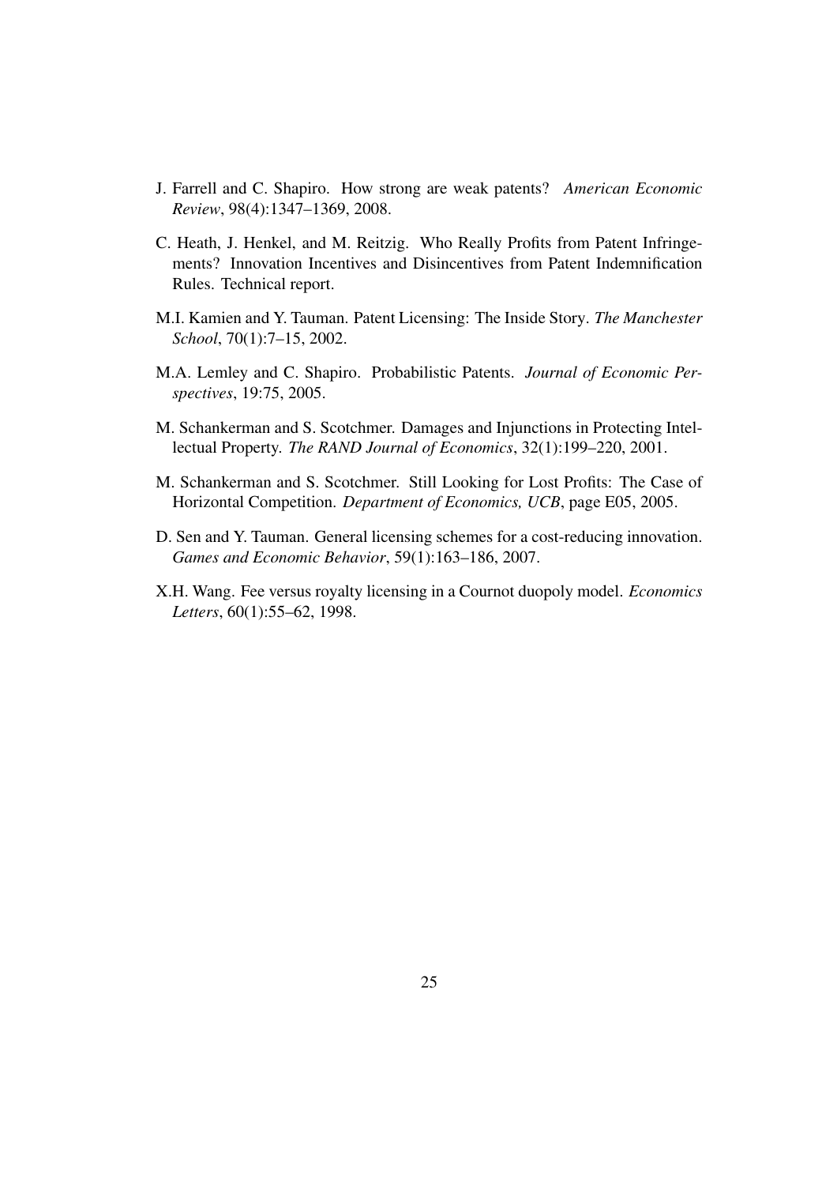J. Farrell and C. Shapiro. How strong are weak patents? *American Economic Review*, 98(4):1347–1369, 2008.

C. Heath, J. Henkel, and M. Reitzig. Who Really Profits from Patent Infringements? Innovation Incentives and Disincentives from Patent Indemnification Rules. Technical report.

M.I. Kamien and Y. Tauman. Patent Licensing: The Inside Story. *The Manchester School*, 70(1):7–15, 2002.

M.A. Lemley and C. Shapiro. Probabilistic Patents. *Journal of Economic Perspectives*, 19:75, 2005.

M. Schankerman and S. Scotchmer. Damages and Injunctions in Protecting Intellectual Property. *The RAND Journal of Economics*, 32(1):199–220, 2001.

M. Schankerman and S. Scotchmer. Still Looking for Lost Profits: The Case of Horizontal Competition. *Department of Economics, UCB*, page E05, 2005.

D. Sen and Y. Tauman. General licensing schemes for a cost-reducing innovation. *Games and Economic Behavior*, 59(1):163–186, 2007.

X.H. Wang. Fee versus royalty licensing in a Cournot duopoly model. *Economics Letters*, 60(1):55–62, 1998.